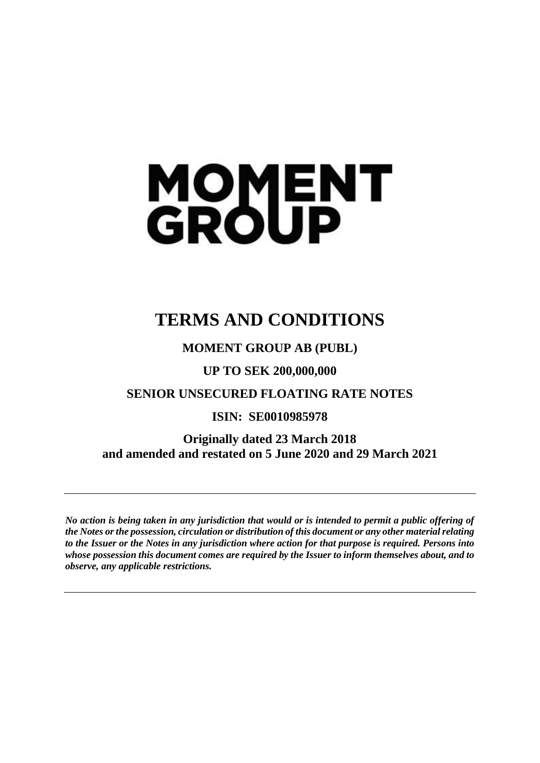MOMENT GROUP

# TERMS AND CONDITIONS

## MOMENT GROUP AB (PUBL)

## UP TO SEK 200,000,000

## SENIOR UNSECURED FLOATING RATE NOTES

## ISIN: SE0010985978

## Originally dated 23 March 2018 and amended and restated on 5 June 2020 and 29 March 2021

---

***No action is being taken in any jurisdiction that would or is intended to permit a public offering of the Notes or the possession, circulation or distribution of this document or any other material relating to the Issuer or the Notes in any jurisdiction where action for that purpose is required. Persons into whose possession this document comes are required by the Issuer to inform themselves about, and to observe, any applicable restrictions.***

---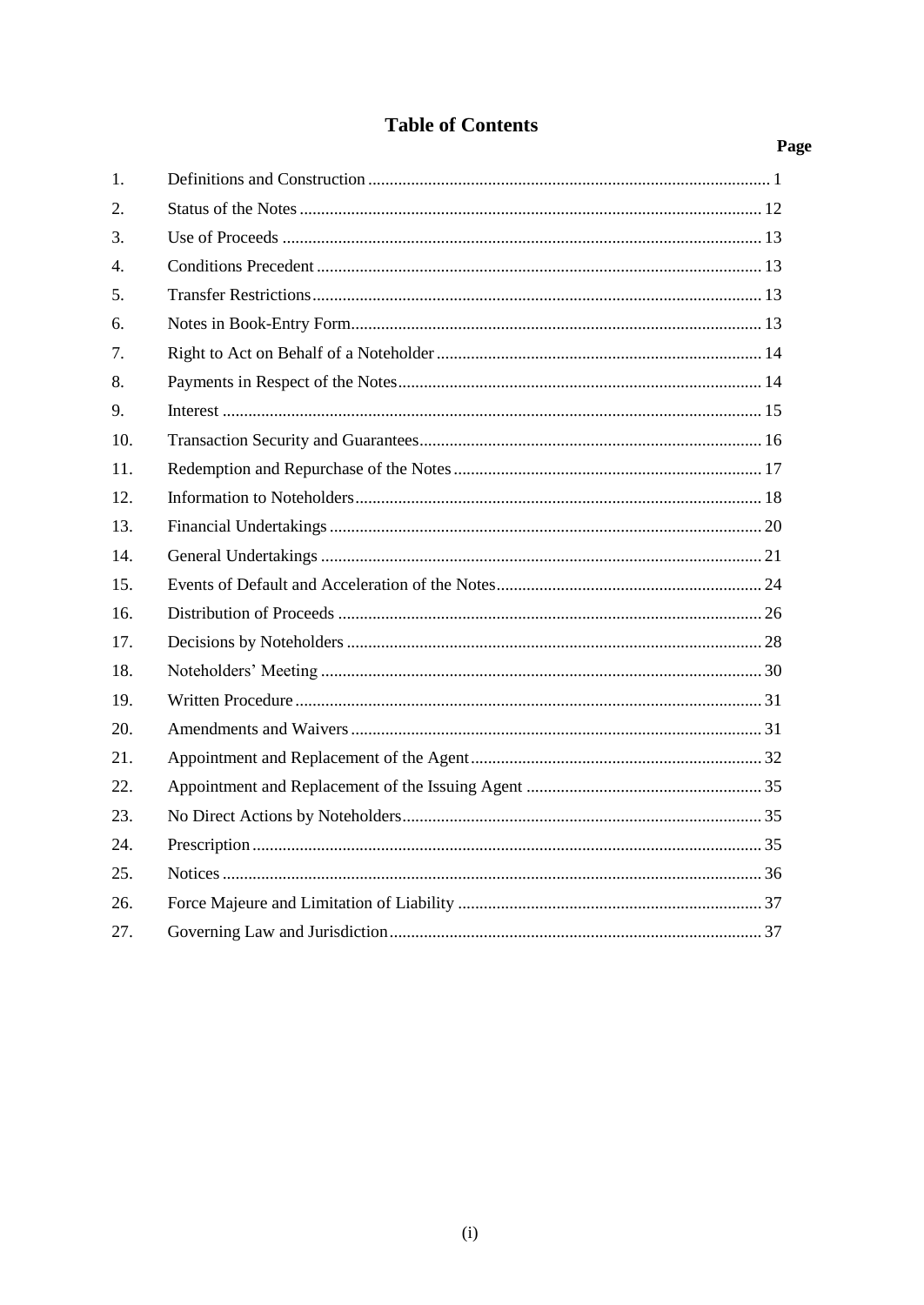# Table of Contents

| | | Page |
|---|---|---|
| 1. | Definitions and Construction | 1 |
| 2. | Status of the Notes | 12 |
| 3. | Use of Proceeds | 13 |
| 4. | Conditions Precedent | 13 |
| 5. | Transfer Restrictions | 13 |
| 6. | Notes in Book-Entry Form | 13 |
| 7. | Right to Act on Behalf of a Noteholder | 14 |
| 8. | Payments in Respect of the Notes | 14 |
| 9. | Interest | 15 |
| 10. | Transaction Security and Guarantees | 16 |
| 11. | Redemption and Repurchase of the Notes | 17 |
| 12. | Information to Noteholders | 18 |
| 13. | Financial Undertakings | 20 |
| 14. | General Undertakings | 21 |
| 15. | Events of Default and Acceleration of the Notes | 24 |
| 16. | Distribution of Proceeds | 26 |
| 17. | Decisions by Noteholders | 28 |
| 18. | Noteholders' Meeting | 30 |
| 19. | Written Procedure | 31 |
| 20. | Amendments and Waivers | 31 |
| 21. | Appointment and Replacement of the Agent | 32 |
| 22. | Appointment and Replacement of the Issuing Agent | 35 |
| 23. | No Direct Actions by Noteholders | 35 |
| 24. | Prescription | 35 |
| 25. | Notices | 36 |
| 26. | Force Majeure and Limitation of Liability | 37 |
| 27. | Governing Law and Jurisdiction | 37 |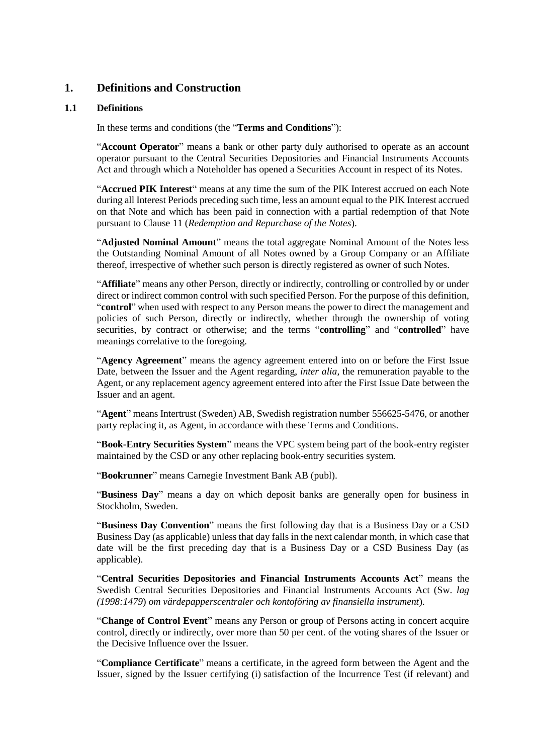# 1. Definitions and Construction

## 1.1 Definitions

In these terms and conditions (the "**Terms and Conditions**"):

"**Account Operator**" means a bank or other party duly authorised to operate as an account operator pursuant to the Central Securities Depositories and Financial Instruments Accounts Act and through which a Noteholder has opened a Securities Account in respect of its Notes.

"**Accrued PIK Interest**" means at any time the sum of the PIK Interest accrued on each Note during all Interest Periods preceding such time, less an amount equal to the PIK Interest accrued on that Note and which has been paid in connection with a partial redemption of that Note pursuant to Clause 11 (*Redemption and Repurchase of the Notes*).

"**Adjusted Nominal Amount**" means the total aggregate Nominal Amount of the Notes less the Outstanding Nominal Amount of all Notes owned by a Group Company or an Affiliate thereof, irrespective of whether such person is directly registered as owner of such Notes.

"**Affiliate**" means any other Person, directly or indirectly, controlling or controlled by or under direct or indirect common control with such specified Person. For the purpose of this definition, "**control**" when used with respect to any Person means the power to direct the management and policies of such Person, directly or indirectly, whether through the ownership of voting securities, by contract or otherwise; and the terms "**controlling**" and "**controlled**" have meanings correlative to the foregoing.

"**Agency Agreement**" means the agency agreement entered into on or before the First Issue Date, between the Issuer and the Agent regarding, *inter alia*, the remuneration payable to the Agent, or any replacement agency agreement entered into after the First Issue Date between the Issuer and an agent.

"**Agent**" means Intertrust (Sweden) AB, Swedish registration number 556625-5476, or another party replacing it, as Agent, in accordance with these Terms and Conditions.

"**Book-Entry Securities System**" means the VPC system being part of the book-entry register maintained by the CSD or any other replacing book-entry securities system.

"**Bookrunner**" means Carnegie Investment Bank AB (publ).

"**Business Day**" means a day on which deposit banks are generally open for business in Stockholm, Sweden.

"**Business Day Convention**" means the first following day that is a Business Day or a CSD Business Day (as applicable) unless that day falls in the next calendar month, in which case that date will be the first preceding day that is a Business Day or a CSD Business Day (as applicable).

"**Central Securities Depositories and Financial Instruments Accounts Act**" means the Swedish Central Securities Depositories and Financial Instruments Accounts Act (Sw. *lag (1998:1479) om värdepapperscentraler och kontoföring av finansiella instrument*).

"**Change of Control Event**" means any Person or group of Persons acting in concert acquire control, directly or indirectly, over more than 50 per cent. of the voting shares of the Issuer or the Decisive Influence over the Issuer.

"**Compliance Certificate**" means a certificate, in the agreed form between the Agent and the Issuer, signed by the Issuer certifying (i) satisfaction of the Incurrence Test (if relevant) and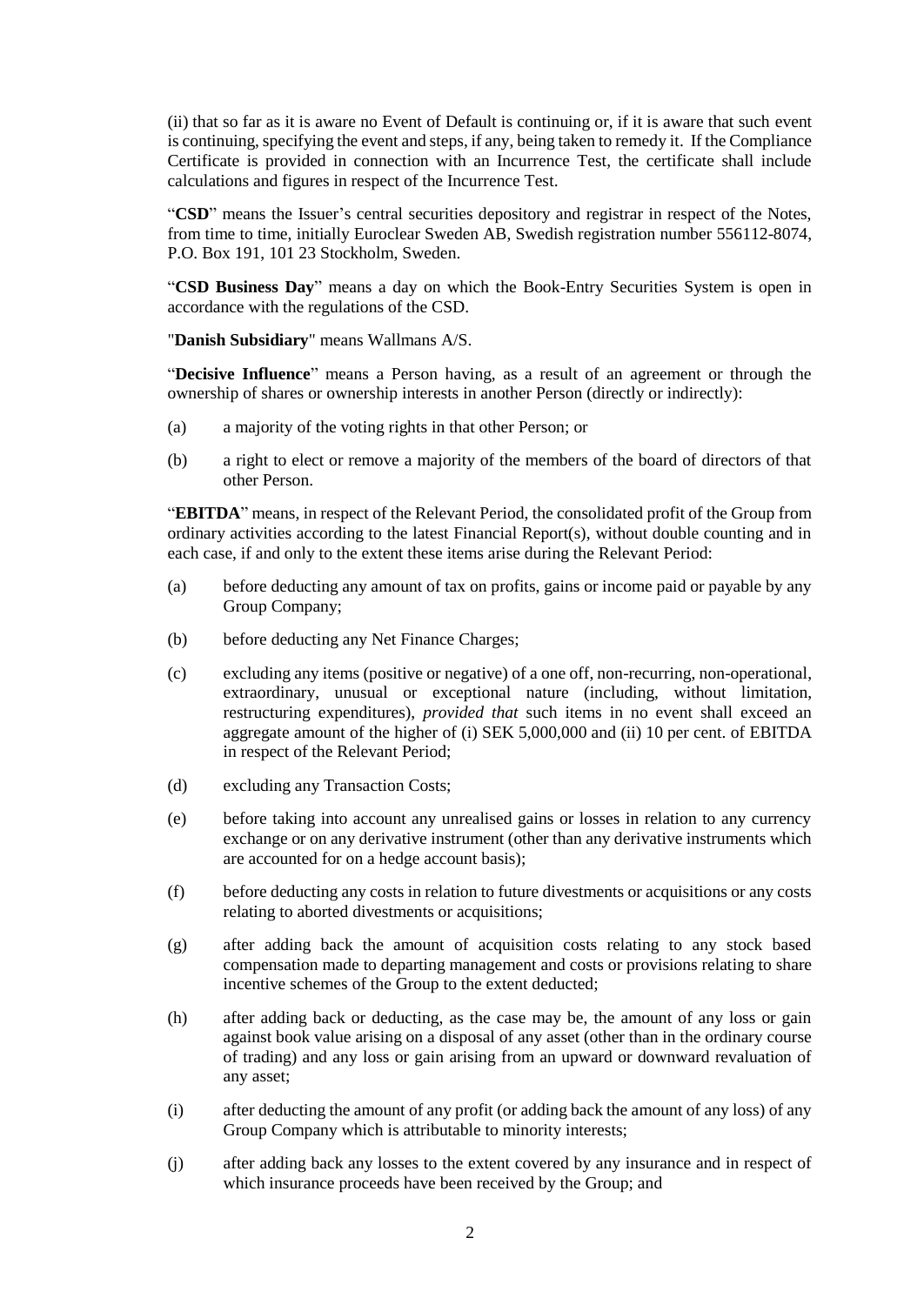(ii) that so far as it is aware no Event of Default is continuing or, if it is aware that such event is continuing, specifying the event and steps, if any, being taken to remedy it. If the Compliance Certificate is provided in connection with an Incurrence Test, the certificate shall include calculations and figures in respect of the Incurrence Test.

"**CSD**" means the Issuer's central securities depository and registrar in respect of the Notes, from time to time, initially Euroclear Sweden AB, Swedish registration number 556112-8074, P.O. Box 191, 101 23 Stockholm, Sweden.

"**CSD Business Day**" means a day on which the Book-Entry Securities System is open in accordance with the regulations of the CSD.

"**Danish Subsidiary**" means Wallmans A/S.

"**Decisive Influence**" means a Person having, as a result of an agreement or through the ownership of shares or ownership interests in another Person (directly or indirectly):

(a) a majority of the voting rights in that other Person; or

(b) a right to elect or remove a majority of the members of the board of directors of that other Person.

"**EBITDA**" means, in respect of the Relevant Period, the consolidated profit of the Group from ordinary activities according to the latest Financial Report(s), without double counting and in each case, if and only to the extent these items arise during the Relevant Period:

(a) before deducting any amount of tax on profits, gains or income paid or payable by any Group Company;

(b) before deducting any Net Finance Charges;

(c) excluding any items (positive or negative) of a one off, non-recurring, non-operational, extraordinary, unusual or exceptional nature (including, without limitation, restructuring expenditures), *provided that* such items in no event shall exceed an aggregate amount of the higher of (i) SEK 5,000,000 and (ii) 10 per cent. of EBITDA in respect of the Relevant Period;

(d) excluding any Transaction Costs;

(e) before taking into account any unrealised gains or losses in relation to any currency exchange or on any derivative instrument (other than any derivative instruments which are accounted for on a hedge account basis);

(f) before deducting any costs in relation to future divestments or acquisitions or any costs relating to aborted divestments or acquisitions;

(g) after adding back the amount of acquisition costs relating to any stock based compensation made to departing management and costs or provisions relating to share incentive schemes of the Group to the extent deducted;

(h) after adding back or deducting, as the case may be, the amount of any loss or gain against book value arising on a disposal of any asset (other than in the ordinary course of trading) and any loss or gain arising from an upward or downward revaluation of any asset;

(i) after deducting the amount of any profit (or adding back the amount of any loss) of any Group Company which is attributable to minority interests;

(j) after adding back any losses to the extent covered by any insurance and in respect of which insurance proceeds have been received by the Group; and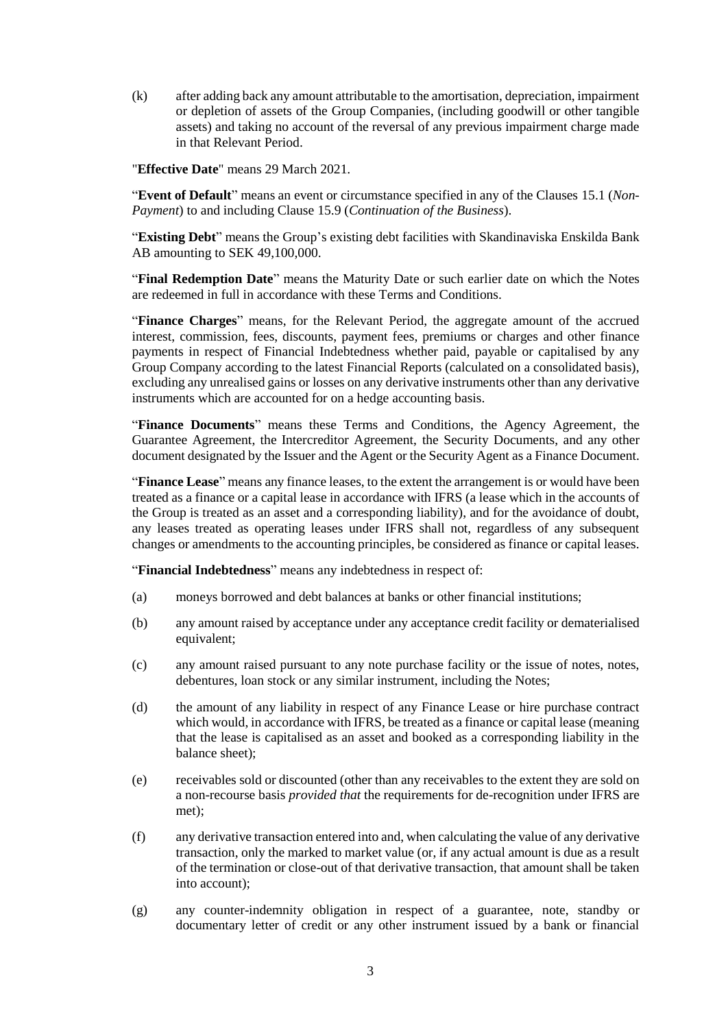(k) after adding back any amount attributable to the amortisation, depreciation, impairment or depletion of assets of the Group Companies, (including goodwill or other tangible assets) and taking no account of the reversal of any previous impairment charge made in that Relevant Period.

"**Effective Date**" means 29 March 2021.

"**Event of Default**" means an event or circumstance specified in any of the Clauses 15.1 (*Non-Payment*) to and including Clause 15.9 (*Continuation of the Business*).

"**Existing Debt**" means the Group's existing debt facilities with Skandinaviska Enskilda Bank AB amounting to SEK 49,100,000.

"**Final Redemption Date**" means the Maturity Date or such earlier date on which the Notes are redeemed in full in accordance with these Terms and Conditions.

"**Finance Charges**" means, for the Relevant Period, the aggregate amount of the accrued interest, commission, fees, discounts, payment fees, premiums or charges and other finance payments in respect of Financial Indebtedness whether paid, payable or capitalised by any Group Company according to the latest Financial Reports (calculated on a consolidated basis), excluding any unrealised gains or losses on any derivative instruments other than any derivative instruments which are accounted for on a hedge accounting basis.

"**Finance Documents**" means these Terms and Conditions, the Agency Agreement, the Guarantee Agreement, the Intercreditor Agreement, the Security Documents, and any other document designated by the Issuer and the Agent or the Security Agent as a Finance Document.

"**Finance Lease**" means any finance leases, to the extent the arrangement is or would have been treated as a finance or a capital lease in accordance with IFRS (a lease which in the accounts of the Group is treated as an asset and a corresponding liability), and for the avoidance of doubt, any leases treated as operating leases under IFRS shall not, regardless of any subsequent changes or amendments to the accounting principles, be considered as finance or capital leases.

"**Financial Indebtedness**" means any indebtedness in respect of:

(a) moneys borrowed and debt balances at banks or other financial institutions;

(b) any amount raised by acceptance under any acceptance credit facility or dematerialised equivalent;

(c) any amount raised pursuant to any note purchase facility or the issue of notes, notes, debentures, loan stock or any similar instrument, including the Notes;

(d) the amount of any liability in respect of any Finance Lease or hire purchase contract which would, in accordance with IFRS, be treated as a finance or capital lease (meaning that the lease is capitalised as an asset and booked as a corresponding liability in the balance sheet);

(e) receivables sold or discounted (other than any receivables to the extent they are sold on a non-recourse basis *provided that* the requirements for de-recognition under IFRS are met);

(f) any derivative transaction entered into and, when calculating the value of any derivative transaction, only the marked to market value (or, if any actual amount is due as a result of the termination or close-out of that derivative transaction, that amount shall be taken into account);

(g) any counter-indemnity obligation in respect of a guarantee, note, standby or documentary letter of credit or any other instrument issued by a bank or financial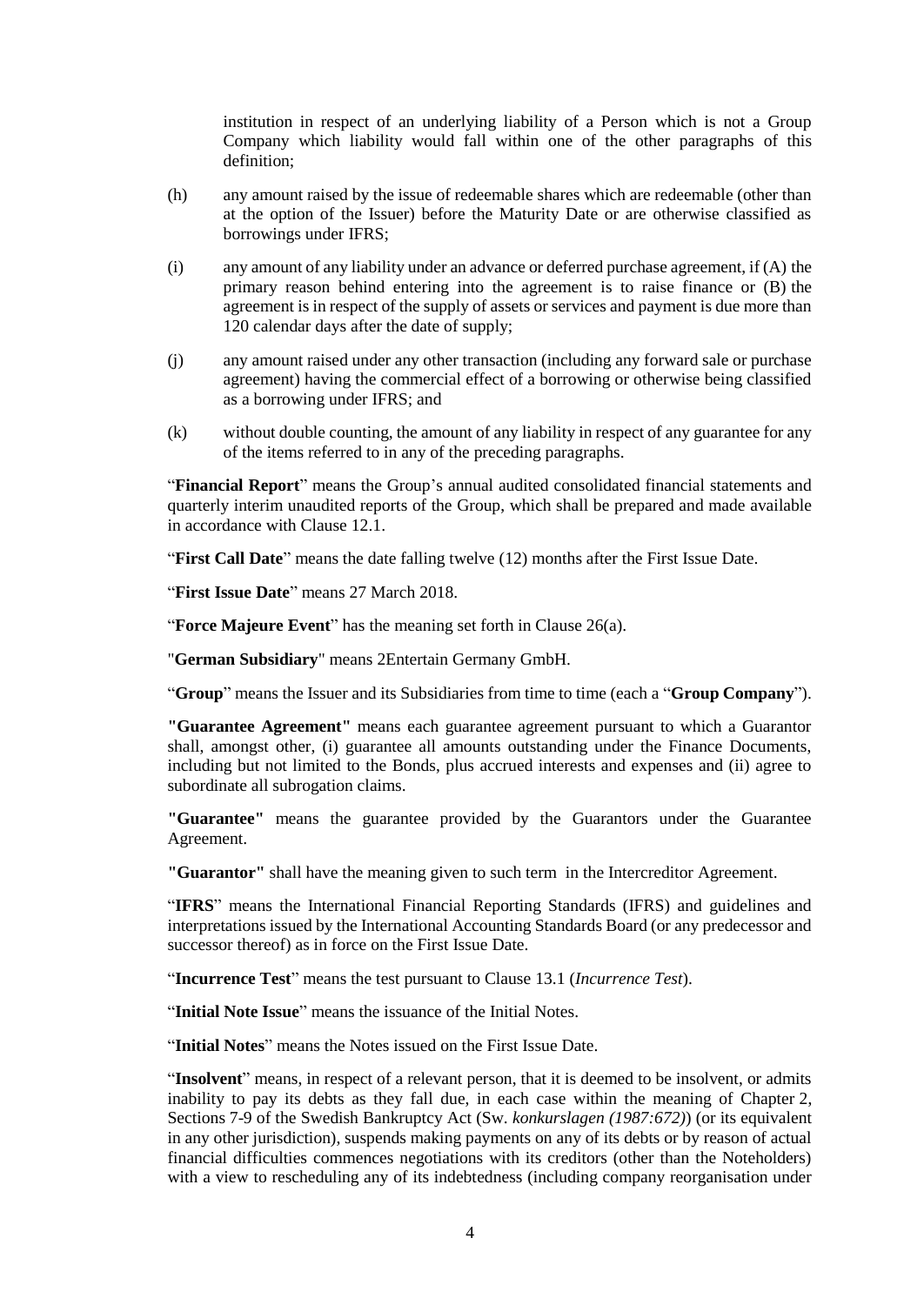institution in respect of an underlying liability of a Person which is not a Group Company which liability would fall within one of the other paragraphs of this definition;

(h) any amount raised by the issue of redeemable shares which are redeemable (other than at the option of the Issuer) before the Maturity Date or are otherwise classified as borrowings under IFRS;

(i) any amount of any liability under an advance or deferred purchase agreement, if (A) the primary reason behind entering into the agreement is to raise finance or (B) the agreement is in respect of the supply of assets or services and payment is due more than 120 calendar days after the date of supply;

(j) any amount raised under any other transaction (including any forward sale or purchase agreement) having the commercial effect of a borrowing or otherwise being classified as a borrowing under IFRS; and

(k) without double counting, the amount of any liability in respect of any guarantee for any of the items referred to in any of the preceding paragraphs.

"**Financial Report**" means the Group's annual audited consolidated financial statements and quarterly interim unaudited reports of the Group, which shall be prepared and made available in accordance with Clause 12.1.

"**First Call Date**" means the date falling twelve (12) months after the First Issue Date.

"**First Issue Date**" means 27 March 2018.

"**Force Majeure Event**" has the meaning set forth in Clause 26(a).

"**German Subsidiary**" means 2Entertain Germany GmbH.

"**Group**" means the Issuer and its Subsidiaries from time to time (each a "**Group Company**").

"**Guarantee Agreement**" means each guarantee agreement pursuant to which a Guarantor shall, amongst other, (i) guarantee all amounts outstanding under the Finance Documents, including but not limited to the Bonds, plus accrued interests and expenses and (ii) agree to subordinate all subrogation claims.

"**Guarantee**" means the guarantee provided by the Guarantors under the Guarantee Agreement.

"**Guarantor**" shall have the meaning given to such term in the Intercreditor Agreement.

"**IFRS**" means the International Financial Reporting Standards (IFRS) and guidelines and interpretations issued by the International Accounting Standards Board (or any predecessor and successor thereof) as in force on the First Issue Date.

"**Incurrence Test**" means the test pursuant to Clause 13.1 (*Incurrence Test*).

"**Initial Note Issue**" means the issuance of the Initial Notes.

"**Initial Notes**" means the Notes issued on the First Issue Date.

"**Insolvent**" means, in respect of a relevant person, that it is deemed to be insolvent, or admits inability to pay its debts as they fall due, in each case within the meaning of Chapter 2, Sections 7-9 of the Swedish Bankruptcy Act (Sw. *konkurslagen (1987:672)*) (or its equivalent in any other jurisdiction), suspends making payments on any of its debts or by reason of actual financial difficulties commences negotiations with its creditors (other than the Noteholders) with a view to rescheduling any of its indebtedness (including company reorganisation under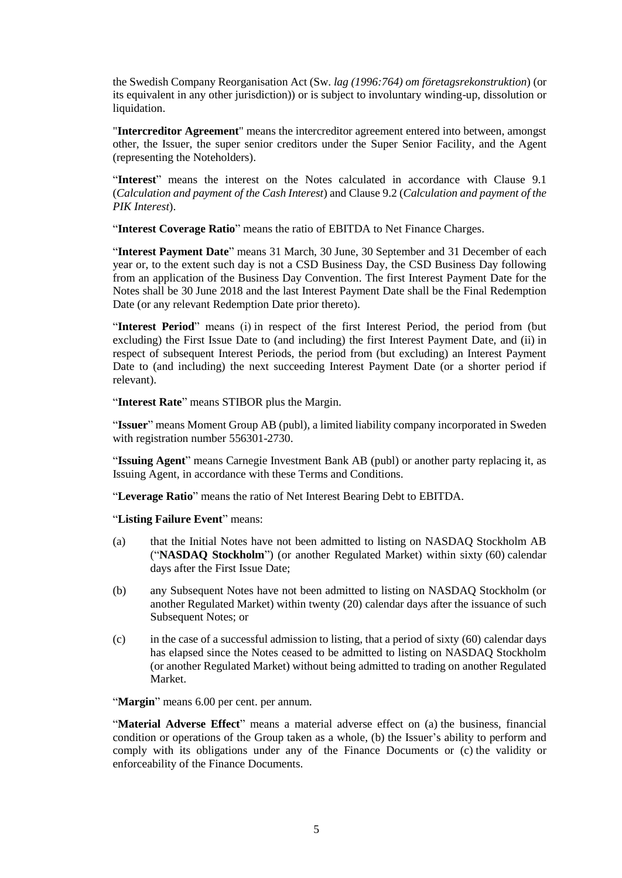the Swedish Company Reorganisation Act (Sw. *lag (1996:764) om företagsrekonstruktion*) (or its equivalent in any other jurisdiction)) or is subject to involuntary winding-up, dissolution or liquidation.

"**Intercreditor Agreement**" means the intercreditor agreement entered into between, amongst other, the Issuer, the super senior creditors under the Super Senior Facility, and the Agent (representing the Noteholders).

"**Interest**" means the interest on the Notes calculated in accordance with Clause 9.1 (*Calculation and payment of the Cash Interest*) and Clause 9.2 (*Calculation and payment of the PIK Interest*).

"**Interest Coverage Ratio**" means the ratio of EBITDA to Net Finance Charges.

"**Interest Payment Date**" means 31 March, 30 June, 30 September and 31 December of each year or, to the extent such day is not a CSD Business Day, the CSD Business Day following from an application of the Business Day Convention. The first Interest Payment Date for the Notes shall be 30 June 2018 and the last Interest Payment Date shall be the Final Redemption Date (or any relevant Redemption Date prior thereto).

"**Interest Period**" means (i) in respect of the first Interest Period, the period from (but excluding) the First Issue Date to (and including) the first Interest Payment Date, and (ii) in respect of subsequent Interest Periods, the period from (but excluding) an Interest Payment Date to (and including) the next succeeding Interest Payment Date (or a shorter period if relevant).

"**Interest Rate**" means STIBOR plus the Margin.

"**Issuer**" means Moment Group AB (publ), a limited liability company incorporated in Sweden with registration number 556301-2730.

"**Issuing Agent**" means Carnegie Investment Bank AB (publ) or another party replacing it, as Issuing Agent, in accordance with these Terms and Conditions.

"**Leverage Ratio**" means the ratio of Net Interest Bearing Debt to EBITDA.

"**Listing Failure Event**" means:

(a) that the Initial Notes have not been admitted to listing on NASDAQ Stockholm AB ("**NASDAQ Stockholm**") (or another Regulated Market) within sixty (60) calendar days after the First Issue Date;

(b) any Subsequent Notes have not been admitted to listing on NASDAQ Stockholm (or another Regulated Market) within twenty (20) calendar days after the issuance of such Subsequent Notes; or

(c) in the case of a successful admission to listing, that a period of sixty (60) calendar days has elapsed since the Notes ceased to be admitted to listing on NASDAQ Stockholm (or another Regulated Market) without being admitted to trading on another Regulated Market.

"**Margin**" means 6.00 per cent. per annum.

"**Material Adverse Effect**" means a material adverse effect on (a) the business, financial condition or operations of the Group taken as a whole, (b) the Issuer's ability to perform and comply with its obligations under any of the Finance Documents or (c) the validity or enforceability of the Finance Documents.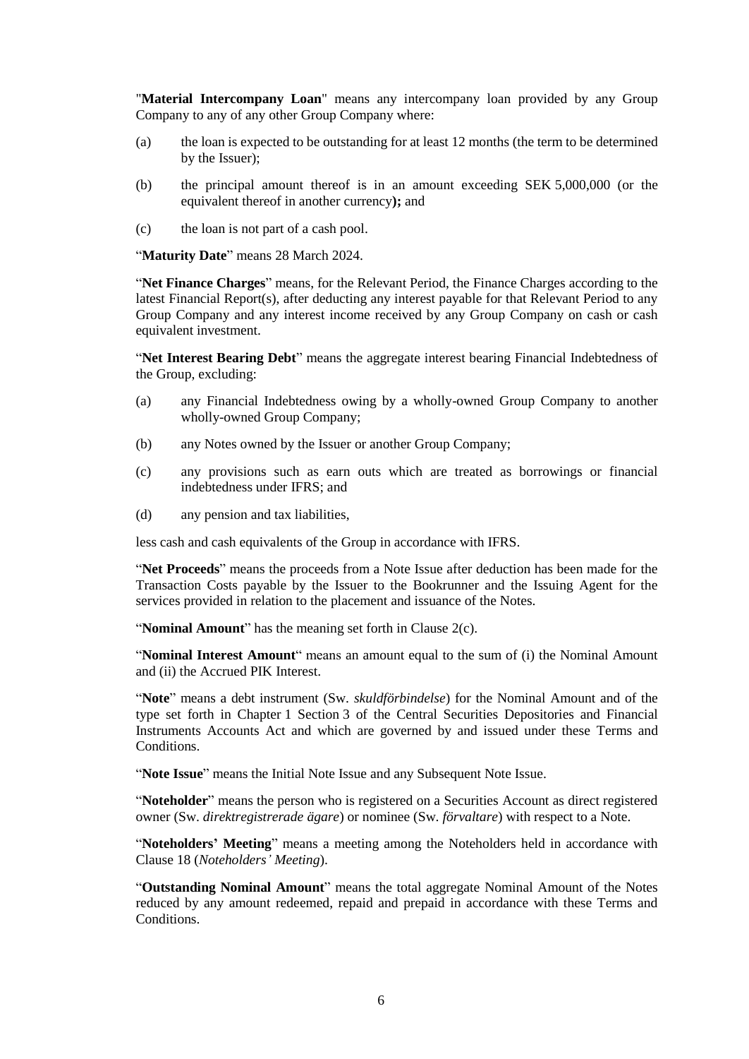"**Material Intercompany Loan**" means any intercompany loan provided by any Group Company to any of any other Group Company where:

(a) the loan is expected to be outstanding for at least 12 months (the term to be determined by the Issuer);

(b) the principal amount thereof is in an amount exceeding SEK 5,000,000 (or the equivalent thereof in another currency**);** and

(c) the loan is not part of a cash pool.

"**Maturity Date**" means 28 March 2024.

"**Net Finance Charges**" means, for the Relevant Period, the Finance Charges according to the latest Financial Report(s), after deducting any interest payable for that Relevant Period to any Group Company and any interest income received by any Group Company on cash or cash equivalent investment.

"**Net Interest Bearing Debt**" means the aggregate interest bearing Financial Indebtedness of the Group, excluding:

(a) any Financial Indebtedness owing by a wholly-owned Group Company to another wholly-owned Group Company;

(b) any Notes owned by the Issuer or another Group Company;

(c) any provisions such as earn outs which are treated as borrowings or financial indebtedness under IFRS; and

(d) any pension and tax liabilities,

less cash and cash equivalents of the Group in accordance with IFRS.

"**Net Proceeds**" means the proceeds from a Note Issue after deduction has been made for the Transaction Costs payable by the Issuer to the Bookrunner and the Issuing Agent for the services provided in relation to the placement and issuance of the Notes.

"**Nominal Amount**" has the meaning set forth in Clause 2(c).

"**Nominal Interest Amount**" means an amount equal to the sum of (i) the Nominal Amount and (ii) the Accrued PIK Interest.

"**Note**" means a debt instrument (Sw. *skuldförbindelse*) for the Nominal Amount and of the type set forth in Chapter 1 Section 3 of the Central Securities Depositories and Financial Instruments Accounts Act and which are governed by and issued under these Terms and Conditions.

"**Note Issue**" means the Initial Note Issue and any Subsequent Note Issue.

"**Noteholder**" means the person who is registered on a Securities Account as direct registered owner (Sw. *direktregistrerade ägare*) or nominee (Sw. *förvaltare*) with respect to a Note.

"**Noteholders' Meeting**" means a meeting among the Noteholders held in accordance with Clause 18 (*Noteholders' Meeting*).

"**Outstanding Nominal Amount**" means the total aggregate Nominal Amount of the Notes reduced by any amount redeemed, repaid and prepaid in accordance with these Terms and Conditions.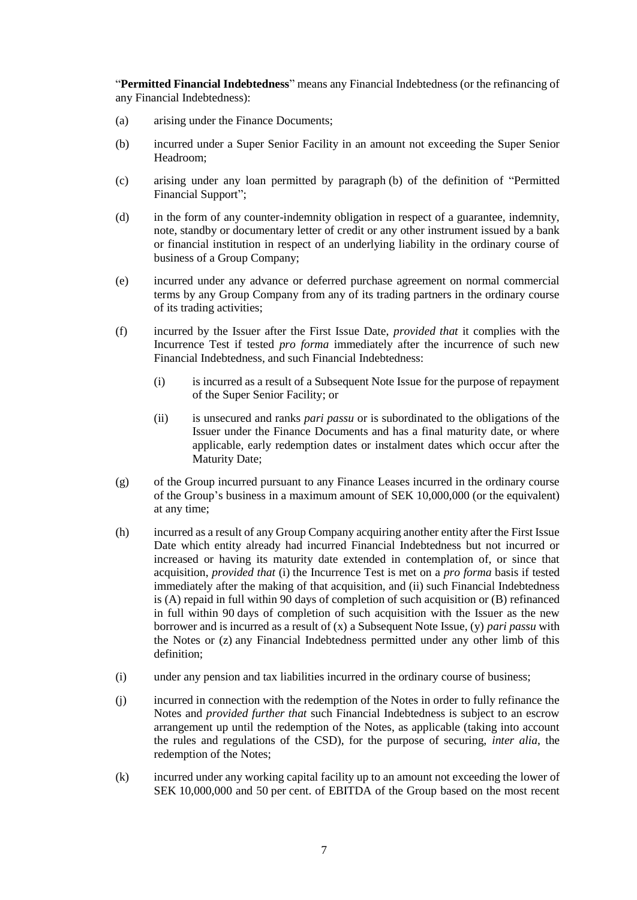"**Permitted Financial Indebtedness**" means any Financial Indebtedness (or the refinancing of any Financial Indebtedness):

(a) arising under the Finance Documents;

(b) incurred under a Super Senior Facility in an amount not exceeding the Super Senior Headroom;

(c) arising under any loan permitted by paragraph (b) of the definition of "Permitted Financial Support";

(d) in the form of any counter-indemnity obligation in respect of a guarantee, indemnity, note, standby or documentary letter of credit or any other instrument issued by a bank or financial institution in respect of an underlying liability in the ordinary course of business of a Group Company;

(e) incurred under any advance or deferred purchase agreement on normal commercial terms by any Group Company from any of its trading partners in the ordinary course of its trading activities;

(f) incurred by the Issuer after the First Issue Date, *provided that* it complies with the Incurrence Test if tested *pro forma* immediately after the incurrence of such new Financial Indebtedness, and such Financial Indebtedness:

  (i) is incurred as a result of a Subsequent Note Issue for the purpose of repayment of the Super Senior Facility; or

  (ii) is unsecured and ranks *pari passu* or is subordinated to the obligations of the Issuer under the Finance Documents and has a final maturity date, or where applicable, early redemption dates or instalment dates which occur after the Maturity Date;

(g) of the Group incurred pursuant to any Finance Leases incurred in the ordinary course of the Group's business in a maximum amount of SEK 10,000,000 (or the equivalent) at any time;

(h) incurred as a result of any Group Company acquiring another entity after the First Issue Date which entity already had incurred Financial Indebtedness but not incurred or increased or having its maturity date extended in contemplation of, or since that acquisition, *provided that* (i) the Incurrence Test is met on a *pro forma* basis if tested immediately after the making of that acquisition, and (ii) such Financial Indebtedness is (A) repaid in full within 90 days of completion of such acquisition or (B) refinanced in full within 90 days of completion of such acquisition with the Issuer as the new borrower and is incurred as a result of (x) a Subsequent Note Issue, (y) *pari passu* with the Notes or (z) any Financial Indebtedness permitted under any other limb of this definition;

(i) under any pension and tax liabilities incurred in the ordinary course of business;

(j) incurred in connection with the redemption of the Notes in order to fully refinance the Notes and *provided further that* such Financial Indebtedness is subject to an escrow arrangement up until the redemption of the Notes, as applicable (taking into account the rules and regulations of the CSD), for the purpose of securing, *inter alia*, the redemption of the Notes;

(k) incurred under any working capital facility up to an amount not exceeding the lower of SEK 10,000,000 and 50 per cent. of EBITDA of the Group based on the most recent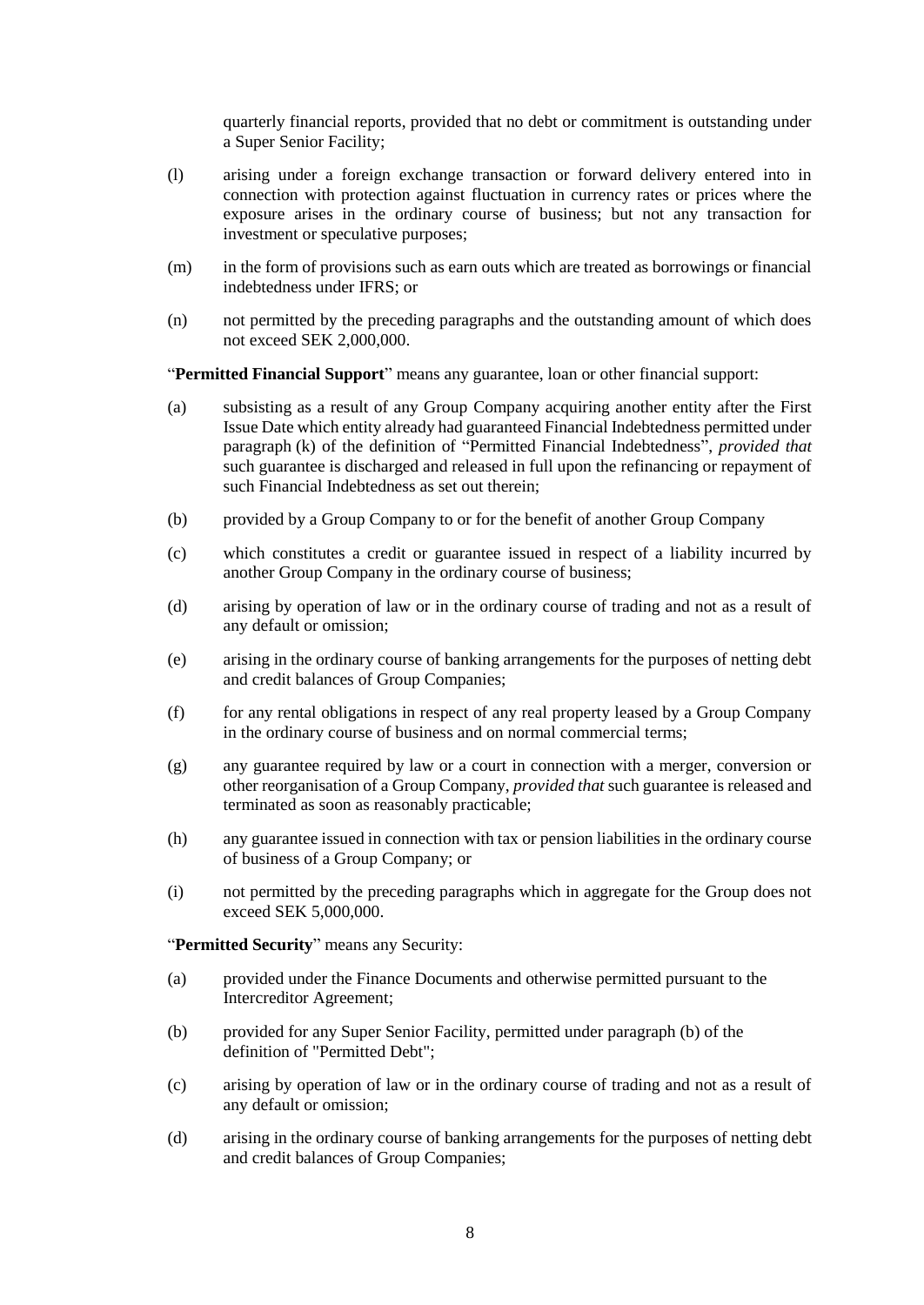quarterly financial reports, provided that no debt or commitment is outstanding under a Super Senior Facility;

(l) arising under a foreign exchange transaction or forward delivery entered into in connection with protection against fluctuation in currency rates or prices where the exposure arises in the ordinary course of business; but not any transaction for investment or speculative purposes;

(m) in the form of provisions such as earn outs which are treated as borrowings or financial indebtedness under IFRS; or

(n) not permitted by the preceding paragraphs and the outstanding amount of which does not exceed SEK 2,000,000.

"**Permitted Financial Support**" means any guarantee, loan or other financial support:

(a) subsisting as a result of any Group Company acquiring another entity after the First Issue Date which entity already had guaranteed Financial Indebtedness permitted under paragraph (k) of the definition of "Permitted Financial Indebtedness", *provided that* such guarantee is discharged and released in full upon the refinancing or repayment of such Financial Indebtedness as set out therein;

(b) provided by a Group Company to or for the benefit of another Group Company

(c) which constitutes a credit or guarantee issued in respect of a liability incurred by another Group Company in the ordinary course of business;

(d) arising by operation of law or in the ordinary course of trading and not as a result of any default or omission;

(e) arising in the ordinary course of banking arrangements for the purposes of netting debt and credit balances of Group Companies;

(f) for any rental obligations in respect of any real property leased by a Group Company in the ordinary course of business and on normal commercial terms;

(g) any guarantee required by law or a court in connection with a merger, conversion or other reorganisation of a Group Company, *provided that* such guarantee is released and terminated as soon as reasonably practicable;

(h) any guarantee issued in connection with tax or pension liabilities in the ordinary course of business of a Group Company; or

(i) not permitted by the preceding paragraphs which in aggregate for the Group does not exceed SEK 5,000,000.

"**Permitted Security**" means any Security:

(a) provided under the Finance Documents and otherwise permitted pursuant to the Intercreditor Agreement;

(b) provided for any Super Senior Facility, permitted under paragraph (b) of the definition of "Permitted Debt";

(c) arising by operation of law or in the ordinary course of trading and not as a result of any default or omission;

(d) arising in the ordinary course of banking arrangements for the purposes of netting debt and credit balances of Group Companies;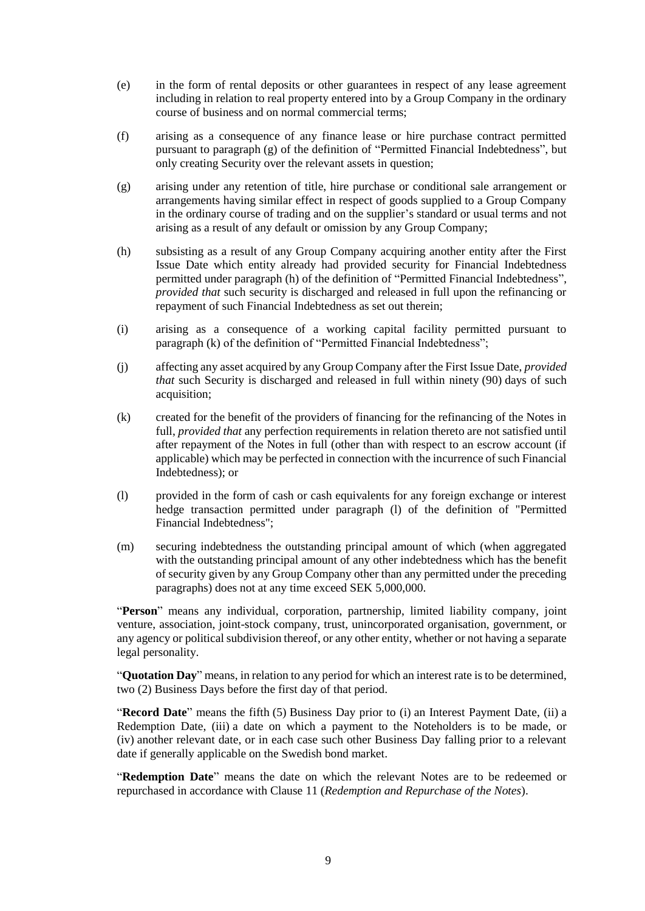(e) in the form of rental deposits or other guarantees in respect of any lease agreement including in relation to real property entered into by a Group Company in the ordinary course of business and on normal commercial terms;

(f) arising as a consequence of any finance lease or hire purchase contract permitted pursuant to paragraph (g) of the definition of "Permitted Financial Indebtedness", but only creating Security over the relevant assets in question;

(g) arising under any retention of title, hire purchase or conditional sale arrangement or arrangements having similar effect in respect of goods supplied to a Group Company in the ordinary course of trading and on the supplier's standard or usual terms and not arising as a result of any default or omission by any Group Company;

(h) subsisting as a result of any Group Company acquiring another entity after the First Issue Date which entity already had provided security for Financial Indebtedness permitted under paragraph (h) of the definition of "Permitted Financial Indebtedness", *provided that* such security is discharged and released in full upon the refinancing or repayment of such Financial Indebtedness as set out therein;

(i) arising as a consequence of a working capital facility permitted pursuant to paragraph (k) of the definition of "Permitted Financial Indebtedness";

(j) affecting any asset acquired by any Group Company after the First Issue Date, *provided that* such Security is discharged and released in full within ninety (90) days of such acquisition;

(k) created for the benefit of the providers of financing for the refinancing of the Notes in full, *provided that* any perfection requirements in relation thereto are not satisfied until after repayment of the Notes in full (other than with respect to an escrow account (if applicable) which may be perfected in connection with the incurrence of such Financial Indebtedness); or

(l) provided in the form of cash or cash equivalents for any foreign exchange or interest hedge transaction permitted under paragraph (l) of the definition of "Permitted Financial Indebtedness";

(m) securing indebtedness the outstanding principal amount of which (when aggregated with the outstanding principal amount of any other indebtedness which has the benefit of security given by any Group Company other than any permitted under the preceding paragraphs) does not at any time exceed SEK 5,000,000.

"**Person**" means any individual, corporation, partnership, limited liability company, joint venture, association, joint-stock company, trust, unincorporated organisation, government, or any agency or political subdivision thereof, or any other entity, whether or not having a separate legal personality.

"**Quotation Day**" means, in relation to any period for which an interest rate is to be determined, two (2) Business Days before the first day of that period.

"**Record Date**" means the fifth (5) Business Day prior to (i) an Interest Payment Date, (ii) a Redemption Date, (iii) a date on which a payment to the Noteholders is to be made, or (iv) another relevant date, or in each case such other Business Day falling prior to a relevant date if generally applicable on the Swedish bond market.

"**Redemption Date**" means the date on which the relevant Notes are to be redeemed or repurchased in accordance with Clause 11 (*Redemption and Repurchase of the Notes*).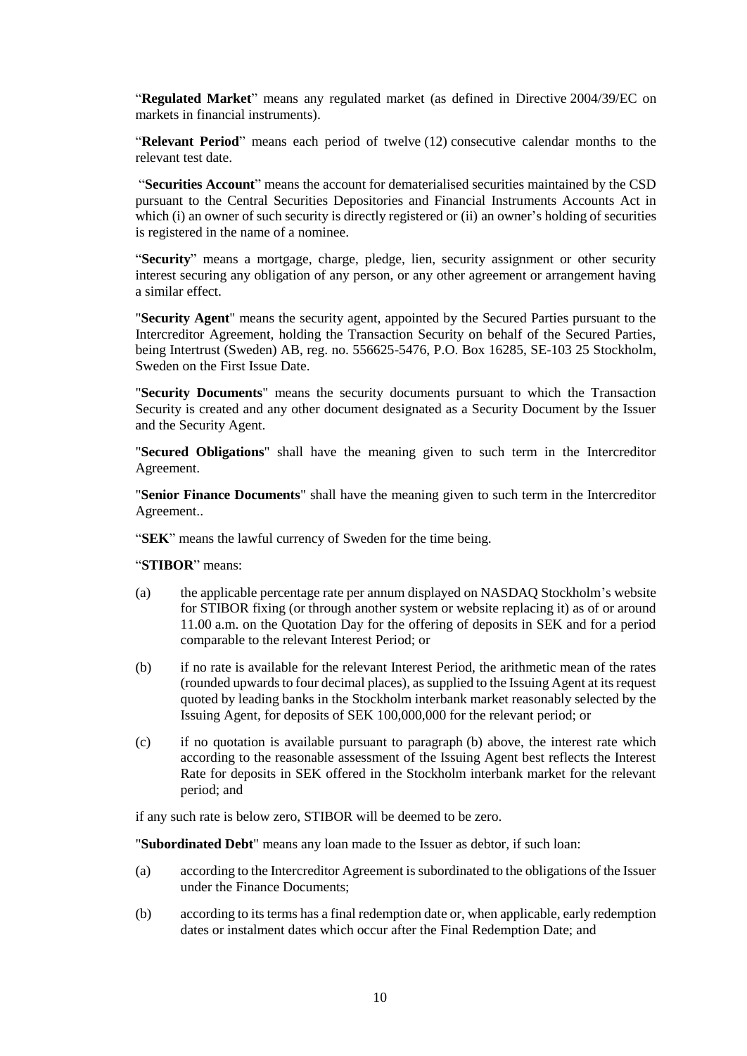"**Regulated Market**" means any regulated market (as defined in Directive 2004/39/EC on markets in financial instruments).

"**Relevant Period**" means each period of twelve (12) consecutive calendar months to the relevant test date.

"**Securities Account**" means the account for dematerialised securities maintained by the CSD pursuant to the Central Securities Depositories and Financial Instruments Accounts Act in which (i) an owner of such security is directly registered or (ii) an owner's holding of securities is registered in the name of a nominee.

"**Security**" means a mortgage, charge, pledge, lien, security assignment or other security interest securing any obligation of any person, or any other agreement or arrangement having a similar effect.

"**Security Agent**" means the security agent, appointed by the Secured Parties pursuant to the Intercreditor Agreement, holding the Transaction Security on behalf of the Secured Parties, being Intertrust (Sweden) AB, reg. no. 556625-5476, P.O. Box 16285, SE-103 25 Stockholm, Sweden on the First Issue Date.

"**Security Documents**" means the security documents pursuant to which the Transaction Security is created and any other document designated as a Security Document by the Issuer and the Security Agent.

"**Secured Obligations**" shall have the meaning given to such term in the Intercreditor Agreement.

"**Senior Finance Documents**" shall have the meaning given to such term in the Intercreditor Agreement..

"**SEK**" means the lawful currency of Sweden for the time being.

"**STIBOR**" means:

(a) the applicable percentage rate per annum displayed on NASDAQ Stockholm's website for STIBOR fixing (or through another system or website replacing it) as of or around 11.00 a.m. on the Quotation Day for the offering of deposits in SEK and for a period comparable to the relevant Interest Period; or

(b) if no rate is available for the relevant Interest Period, the arithmetic mean of the rates (rounded upwards to four decimal places), as supplied to the Issuing Agent at its request quoted by leading banks in the Stockholm interbank market reasonably selected by the Issuing Agent, for deposits of SEK 100,000,000 for the relevant period; or

(c) if no quotation is available pursuant to paragraph (b) above, the interest rate which according to the reasonable assessment of the Issuing Agent best reflects the Interest Rate for deposits in SEK offered in the Stockholm interbank market for the relevant period; and

if any such rate is below zero, STIBOR will be deemed to be zero.

"**Subordinated Debt**" means any loan made to the Issuer as debtor, if such loan:

(a) according to the Intercreditor Agreement is subordinated to the obligations of the Issuer under the Finance Documents;

(b) according to its terms has a final redemption date or, when applicable, early redemption dates or instalment dates which occur after the Final Redemption Date; and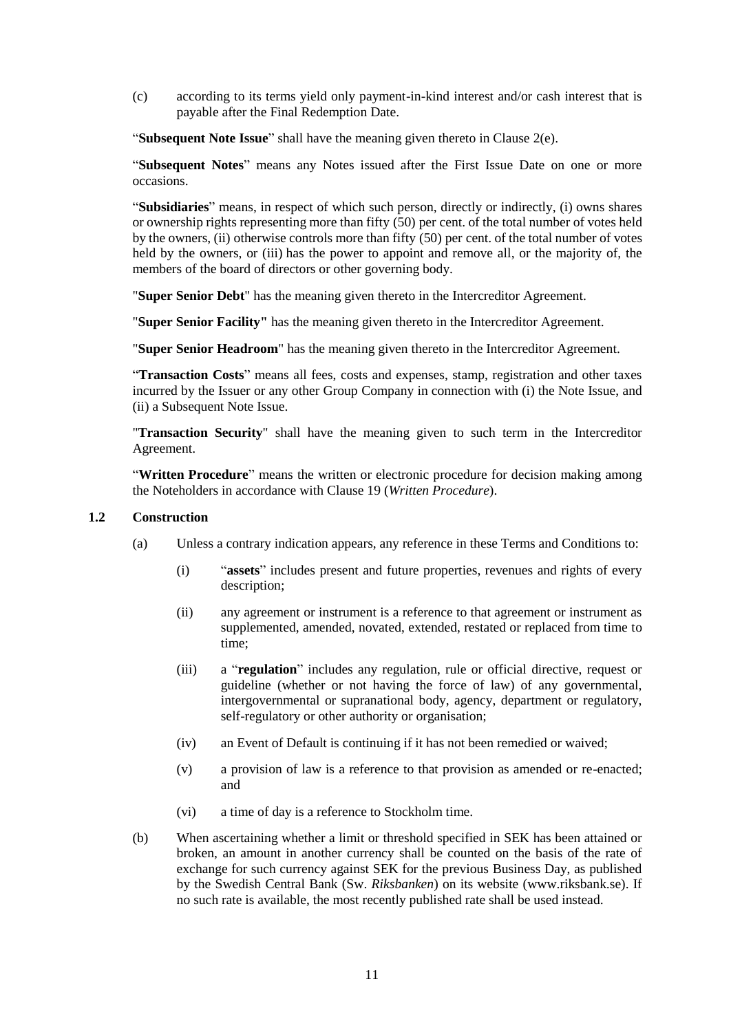(c) according to its terms yield only payment-in-kind interest and/or cash interest that is payable after the Final Redemption Date.

"**Subsequent Note Issue**" shall have the meaning given thereto in Clause 2(e).

"**Subsequent Notes**" means any Notes issued after the First Issue Date on one or more occasions.

"**Subsidiaries**" means, in respect of which such person, directly or indirectly, (i) owns shares or ownership rights representing more than fifty (50) per cent. of the total number of votes held by the owners, (ii) otherwise controls more than fifty (50) per cent. of the total number of votes held by the owners, or (iii) has the power to appoint and remove all, or the majority of, the members of the board of directors or other governing body.

"**Super Senior Debt**" has the meaning given thereto in the Intercreditor Agreement.

"**Super Senior Facility"** has the meaning given thereto in the Intercreditor Agreement.

"**Super Senior Headroom**" has the meaning given thereto in the Intercreditor Agreement.

"**Transaction Costs**" means all fees, costs and expenses, stamp, registration and other taxes incurred by the Issuer or any other Group Company in connection with (i) the Note Issue, and (ii) a Subsequent Note Issue.

"**Transaction Security**" shall have the meaning given to such term in the Intercreditor Agreement.

"**Written Procedure**" means the written or electronic procedure for decision making among the Noteholders in accordance with Clause 19 (*Written Procedure*).

### 1.2 Construction

(a) Unless a contrary indication appears, any reference in these Terms and Conditions to:

(i) "**assets**" includes present and future properties, revenues and rights of every description;

(ii) any agreement or instrument is a reference to that agreement or instrument as supplemented, amended, novated, extended, restated or replaced from time to time;

(iii) a "**regulation**" includes any regulation, rule or official directive, request or guideline (whether or not having the force of law) of any governmental, intergovernmental or supranational body, agency, department or regulatory, self-regulatory or other authority or organisation;

(iv) an Event of Default is continuing if it has not been remedied or waived;

(v) a provision of law is a reference to that provision as amended or re-enacted; and

(vi) a time of day is a reference to Stockholm time.

(b) When ascertaining whether a limit or threshold specified in SEK has been attained or broken, an amount in another currency shall be counted on the basis of the rate of exchange for such currency against SEK for the previous Business Day, as published by the Swedish Central Bank (Sw. *Riksbanken*) on its website (www.riksbank.se). If no such rate is available, the most recently published rate shall be used instead.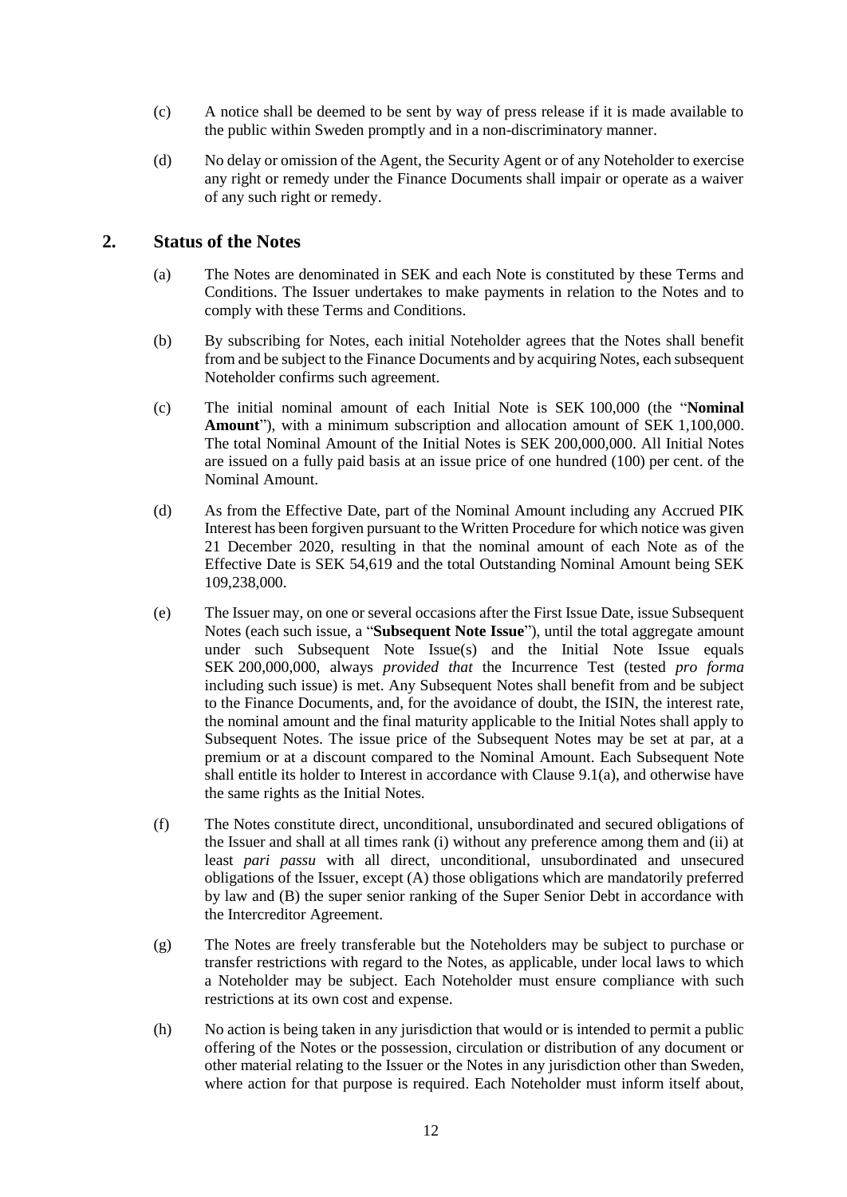(c) A notice shall be deemed to be sent by way of press release if it is made available to the public within Sweden promptly and in a non-discriminatory manner.

(d) No delay or omission of the Agent, the Security Agent or of any Noteholder to exercise any right or remedy under the Finance Documents shall impair or operate as a waiver of any such right or remedy.

## 2. Status of the Notes

(a) The Notes are denominated in SEK and each Note is constituted by these Terms and Conditions. The Issuer undertakes to make payments in relation to the Notes and to comply with these Terms and Conditions.

(b) By subscribing for Notes, each initial Noteholder agrees that the Notes shall benefit from and be subject to the Finance Documents and by acquiring Notes, each subsequent Noteholder confirms such agreement.

(c) The initial nominal amount of each Initial Note is SEK 100,000 (the "**Nominal Amount**"), with a minimum subscription and allocation amount of SEK 1,100,000. The total Nominal Amount of the Initial Notes is SEK 200,000,000. All Initial Notes are issued on a fully paid basis at an issue price of one hundred (100) per cent. of the Nominal Amount.

(d) As from the Effective Date, part of the Nominal Amount including any Accrued PIK Interest has been forgiven pursuant to the Written Procedure for which notice was given 21 December 2020, resulting in that the nominal amount of each Note as of the Effective Date is SEK 54,619 and the total Outstanding Nominal Amount being SEK 109,238,000.

(e) The Issuer may, on one or several occasions after the First Issue Date, issue Subsequent Notes (each such issue, a "**Subsequent Note Issue**"), until the total aggregate amount under such Subsequent Note Issue(s) and the Initial Note Issue equals SEK 200,000,000, always *provided that* the Incurrence Test (tested *pro forma* including such issue) is met. Any Subsequent Notes shall benefit from and be subject to the Finance Documents, and, for the avoidance of doubt, the ISIN, the interest rate, the nominal amount and the final maturity applicable to the Initial Notes shall apply to Subsequent Notes. The issue price of the Subsequent Notes may be set at par, at a premium or at a discount compared to the Nominal Amount. Each Subsequent Note shall entitle its holder to Interest in accordance with Clause 9.1(a), and otherwise have the same rights as the Initial Notes.

(f) The Notes constitute direct, unconditional, unsubordinated and secured obligations of the Issuer and shall at all times rank (i) without any preference among them and (ii) at least *pari passu* with all direct, unconditional, unsubordinated and unsecured obligations of the Issuer, except (A) those obligations which are mandatorily preferred by law and (B) the super senior ranking of the Super Senior Debt in accordance with the Intercreditor Agreement.

(g) The Notes are freely transferable but the Noteholders may be subject to purchase or transfer restrictions with regard to the Notes, as applicable, under local laws to which a Noteholder may be subject. Each Noteholder must ensure compliance with such restrictions at its own cost and expense.

(h) No action is being taken in any jurisdiction that would or is intended to permit a public offering of the Notes or the possession, circulation or distribution of any document or other material relating to the Issuer or the Notes in any jurisdiction other than Sweden, where action for that purpose is required. Each Noteholder must inform itself about,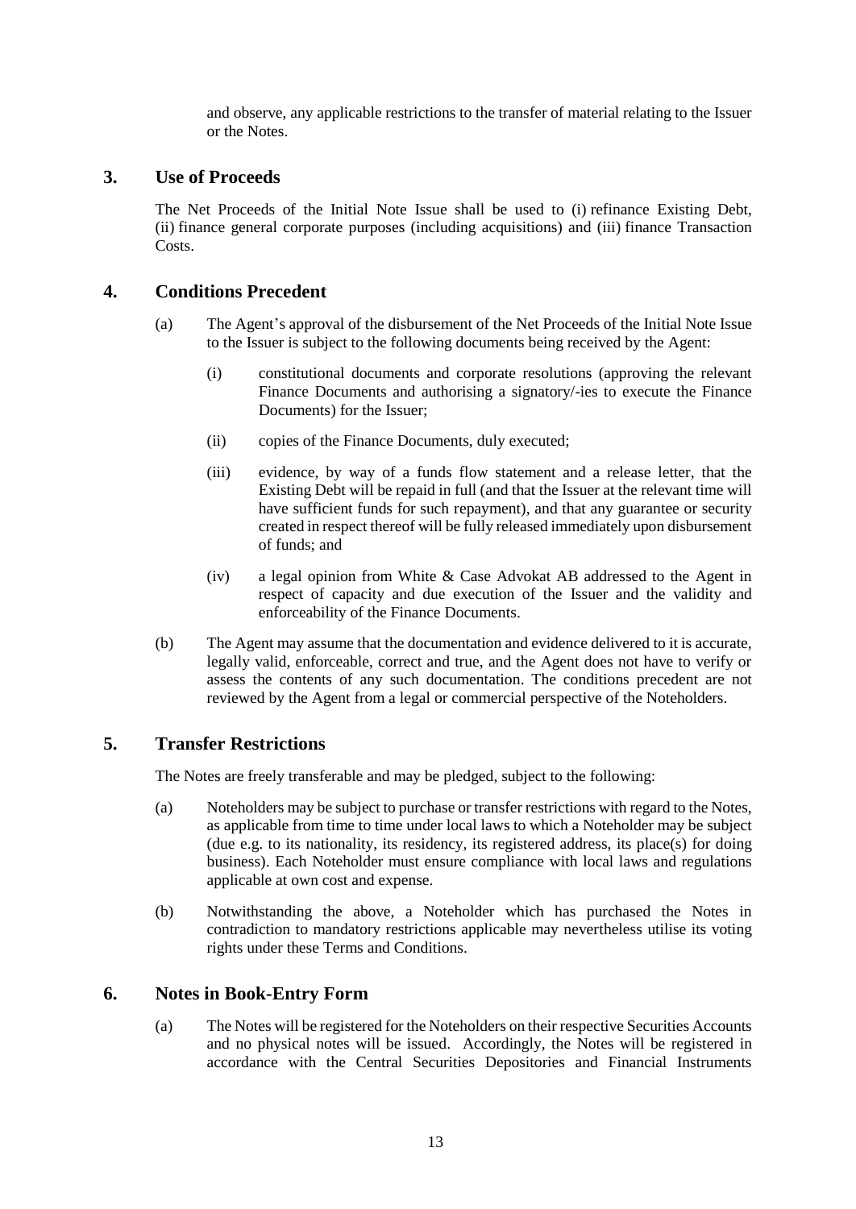and observe, any applicable restrictions to the transfer of material relating to the Issuer or the Notes.

## 3. Use of Proceeds

The Net Proceeds of the Initial Note Issue shall be used to (i) refinance Existing Debt, (ii) finance general corporate purposes (including acquisitions) and (iii) finance Transaction Costs.

## 4. Conditions Precedent

(a) The Agent's approval of the disbursement of the Net Proceeds of the Initial Note Issue to the Issuer is subject to the following documents being received by the Agent:

(i) constitutional documents and corporate resolutions (approving the relevant Finance Documents and authorising a signatory/-ies to execute the Finance Documents) for the Issuer;

(ii) copies of the Finance Documents, duly executed;

(iii) evidence, by way of a funds flow statement and a release letter, that the Existing Debt will be repaid in full (and that the Issuer at the relevant time will have sufficient funds for such repayment), and that any guarantee or security created in respect thereof will be fully released immediately upon disbursement of funds; and

(iv) a legal opinion from White & Case Advokat AB addressed to the Agent in respect of capacity and due execution of the Issuer and the validity and enforceability of the Finance Documents.

(b) The Agent may assume that the documentation and evidence delivered to it is accurate, legally valid, enforceable, correct and true, and the Agent does not have to verify or assess the contents of any such documentation. The conditions precedent are not reviewed by the Agent from a legal or commercial perspective of the Noteholders.

## 5. Transfer Restrictions

The Notes are freely transferable and may be pledged, subject to the following:

(a) Noteholders may be subject to purchase or transfer restrictions with regard to the Notes, as applicable from time to time under local laws to which a Noteholder may be subject (due e.g. to its nationality, its residency, its registered address, its place(s) for doing business). Each Noteholder must ensure compliance with local laws and regulations applicable at own cost and expense.

(b) Notwithstanding the above, a Noteholder which has purchased the Notes in contradiction to mandatory restrictions applicable may nevertheless utilise its voting rights under these Terms and Conditions.

## 6. Notes in Book-Entry Form

(a) The Notes will be registered for the Noteholders on their respective Securities Accounts and no physical notes will be issued. Accordingly, the Notes will be registered in accordance with the Central Securities Depositories and Financial Instruments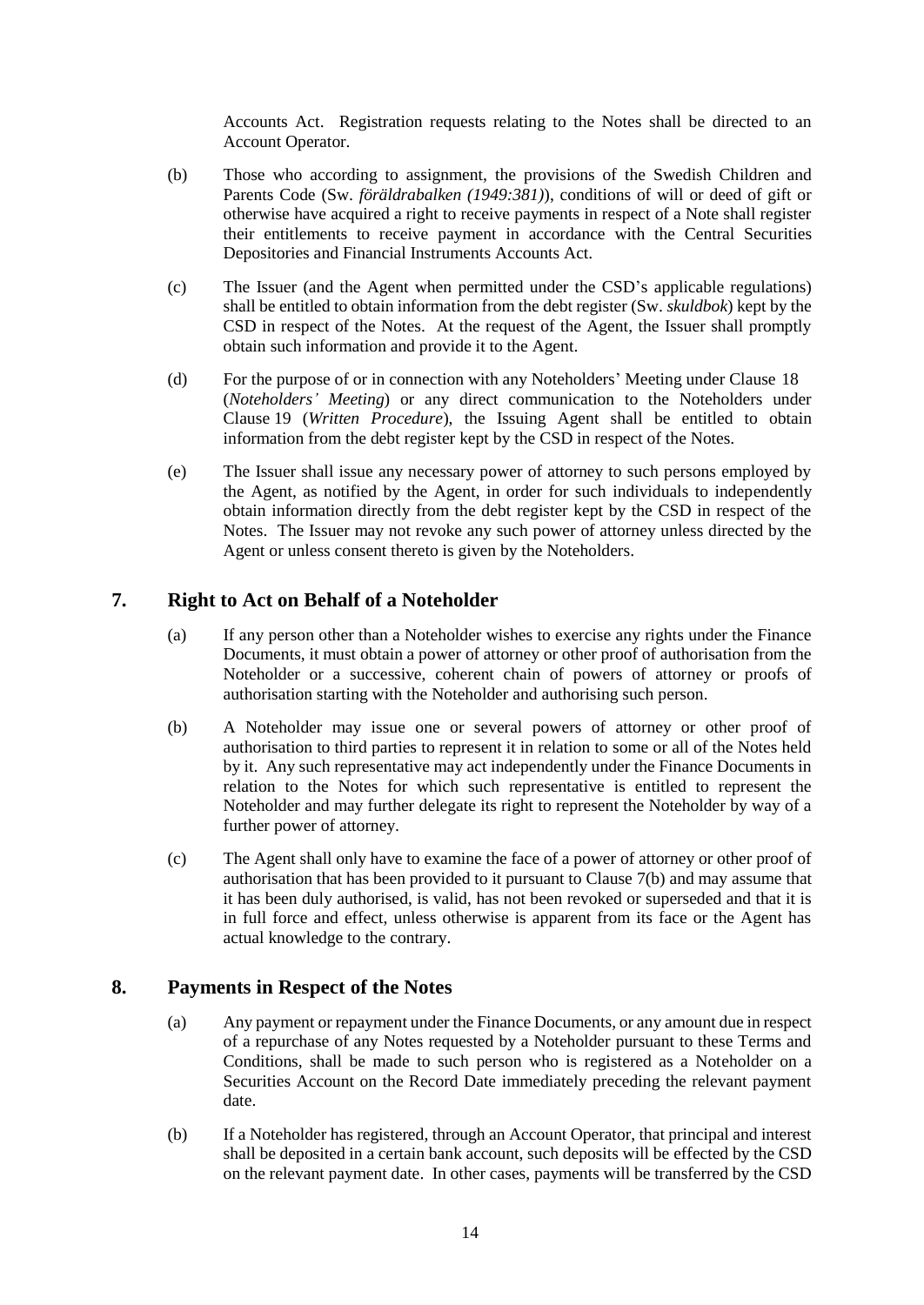Accounts Act. Registration requests relating to the Notes shall be directed to an Account Operator.

(b) Those who according to assignment, the provisions of the Swedish Children and Parents Code (Sw. *föräldrabalken (1949:381)*), conditions of will or deed of gift or otherwise have acquired a right to receive payments in respect of a Note shall register their entitlements to receive payment in accordance with the Central Securities Depositories and Financial Instruments Accounts Act.

(c) The Issuer (and the Agent when permitted under the CSD's applicable regulations) shall be entitled to obtain information from the debt register (Sw. *skuldbok*) kept by the CSD in respect of the Notes. At the request of the Agent, the Issuer shall promptly obtain such information and provide it to the Agent.

(d) For the purpose of or in connection with any Noteholders' Meeting under Clause 18 (*Noteholders' Meeting*) or any direct communication to the Noteholders under Clause 19 (*Written Procedure*), the Issuing Agent shall be entitled to obtain information from the debt register kept by the CSD in respect of the Notes.

(e) The Issuer shall issue any necessary power of attorney to such persons employed by the Agent, as notified by the Agent, in order for such individuals to independently obtain information directly from the debt register kept by the CSD in respect of the Notes. The Issuer may not revoke any such power of attorney unless directed by the Agent or unless consent thereto is given by the Noteholders.

## 7. Right to Act on Behalf of a Noteholder

(a) If any person other than a Noteholder wishes to exercise any rights under the Finance Documents, it must obtain a power of attorney or other proof of authorisation from the Noteholder or a successive, coherent chain of powers of attorney or proofs of authorisation starting with the Noteholder and authorising such person.

(b) A Noteholder may issue one or several powers of attorney or other proof of authorisation to third parties to represent it in relation to some or all of the Notes held by it. Any such representative may act independently under the Finance Documents in relation to the Notes for which such representative is entitled to represent the Noteholder and may further delegate its right to represent the Noteholder by way of a further power of attorney.

(c) The Agent shall only have to examine the face of a power of attorney or other proof of authorisation that has been provided to it pursuant to Clause 7(b) and may assume that it has been duly authorised, is valid, has not been revoked or superseded and that it is in full force and effect, unless otherwise is apparent from its face or the Agent has actual knowledge to the contrary.

## 8. Payments in Respect of the Notes

(a) Any payment or repayment under the Finance Documents, or any amount due in respect of a repurchase of any Notes requested by a Noteholder pursuant to these Terms and Conditions, shall be made to such person who is registered as a Noteholder on a Securities Account on the Record Date immediately preceding the relevant payment date.

(b) If a Noteholder has registered, through an Account Operator, that principal and interest shall be deposited in a certain bank account, such deposits will be effected by the CSD on the relevant payment date. In other cases, payments will be transferred by the CSD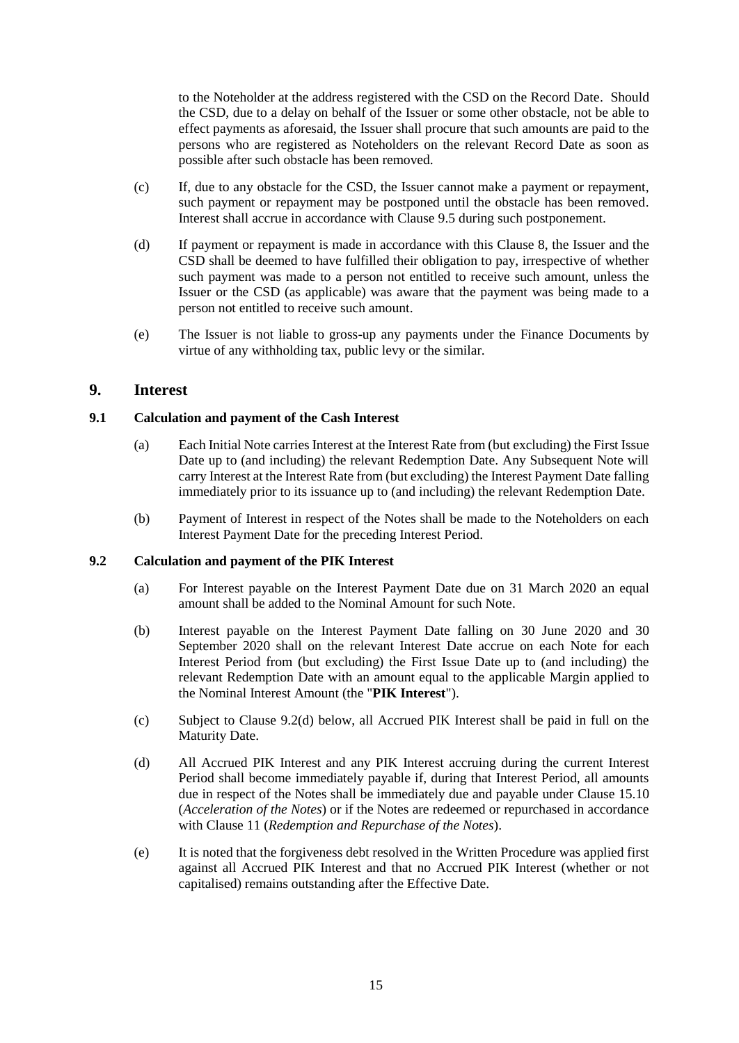to the Noteholder at the address registered with the CSD on the Record Date. Should the CSD, due to a delay on behalf of the Issuer or some other obstacle, not be able to effect payments as aforesaid, the Issuer shall procure that such amounts are paid to the persons who are registered as Noteholders on the relevant Record Date as soon as possible after such obstacle has been removed.

(c) If, due to any obstacle for the CSD, the Issuer cannot make a payment or repayment, such payment or repayment may be postponed until the obstacle has been removed. Interest shall accrue in accordance with Clause 9.5 during such postponement.

(d) If payment or repayment is made in accordance with this Clause 8, the Issuer and the CSD shall be deemed to have fulfilled their obligation to pay, irrespective of whether such payment was made to a person not entitled to receive such amount, unless the Issuer or the CSD (as applicable) was aware that the payment was being made to a person not entitled to receive such amount.

(e) The Issuer is not liable to gross-up any payments under the Finance Documents by virtue of any withholding tax, public levy or the similar.

## 9. Interest

### 9.1 Calculation and payment of the Cash Interest

(a) Each Initial Note carries Interest at the Interest Rate from (but excluding) the First Issue Date up to (and including) the relevant Redemption Date. Any Subsequent Note will carry Interest at the Interest Rate from (but excluding) the Interest Payment Date falling immediately prior to its issuance up to (and including) the relevant Redemption Date.

(b) Payment of Interest in respect of the Notes shall be made to the Noteholders on each Interest Payment Date for the preceding Interest Period.

### 9.2 Calculation and payment of the PIK Interest

(a) For Interest payable on the Interest Payment Date due on 31 March 2020 an equal amount shall be added to the Nominal Amount for such Note.

(b) Interest payable on the Interest Payment Date falling on 30 June 2020 and 30 September 2020 shall on the relevant Interest Date accrue on each Note for each Interest Period from (but excluding) the First Issue Date up to (and including) the relevant Redemption Date with an amount equal to the applicable Margin applied to the Nominal Interest Amount (the "**PIK Interest**").

(c) Subject to Clause 9.2(d) below, all Accrued PIK Interest shall be paid in full on the Maturity Date.

(d) All Accrued PIK Interest and any PIK Interest accruing during the current Interest Period shall become immediately payable if, during that Interest Period, all amounts due in respect of the Notes shall be immediately due and payable under Clause 15.10 (*Acceleration of the Notes*) or if the Notes are redeemed or repurchased in accordance with Clause 11 (*Redemption and Repurchase of the Notes*).

(e) It is noted that the forgiveness debt resolved in the Written Procedure was applied first against all Accrued PIK Interest and that no Accrued PIK Interest (whether or not capitalised) remains outstanding after the Effective Date.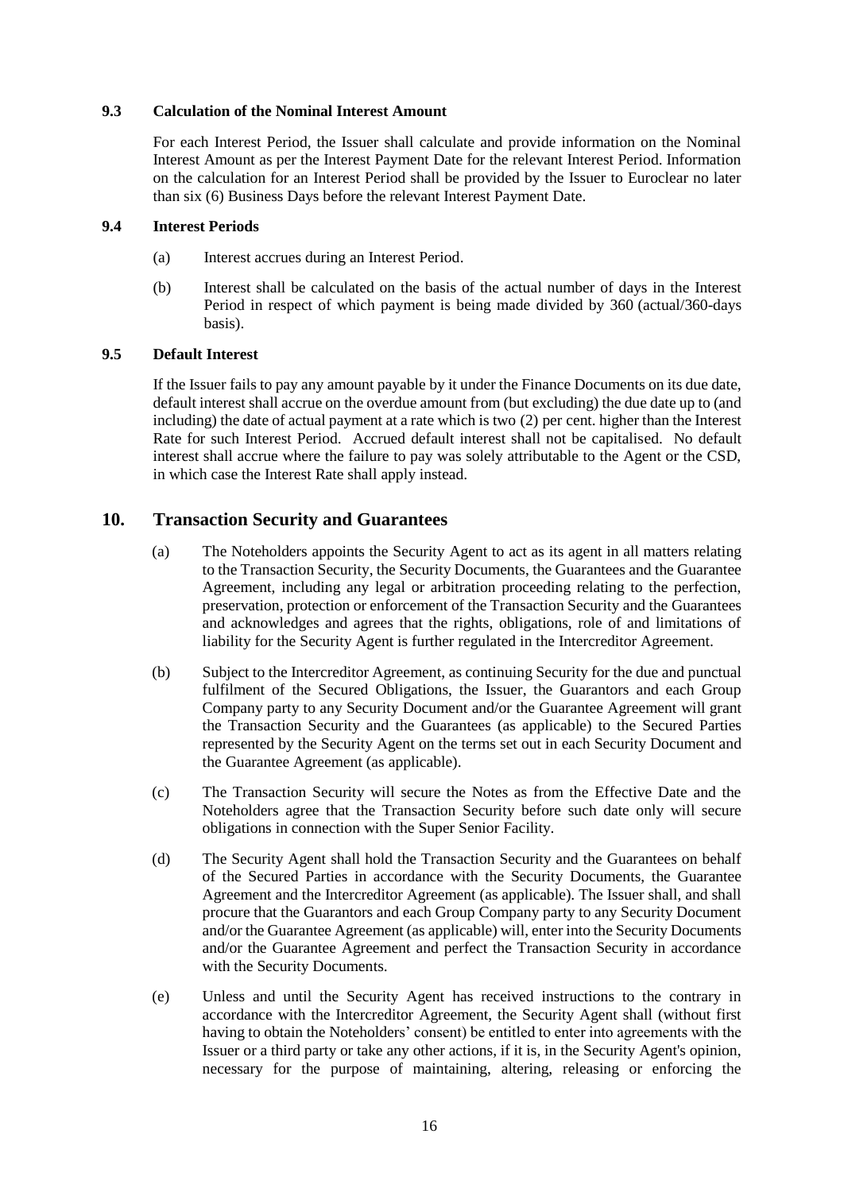### 9.3 Calculation of the Nominal Interest Amount

For each Interest Period, the Issuer shall calculate and provide information on the Nominal Interest Amount as per the Interest Payment Date for the relevant Interest Period. Information on the calculation for an Interest Period shall be provided by the Issuer to Euroclear no later than six (6) Business Days before the relevant Interest Payment Date.

### 9.4 Interest Periods

(a) Interest accrues during an Interest Period.

(b) Interest shall be calculated on the basis of the actual number of days in the Interest Period in respect of which payment is being made divided by 360 (actual/360-days basis).

### 9.5 Default Interest

If the Issuer fails to pay any amount payable by it under the Finance Documents on its due date, default interest shall accrue on the overdue amount from (but excluding) the due date up to (and including) the date of actual payment at a rate which is two (2) per cent. higher than the Interest Rate for such Interest Period. Accrued default interest shall not be capitalised. No default interest shall accrue where the failure to pay was solely attributable to the Agent or the CSD, in which case the Interest Rate shall apply instead.

## 10. Transaction Security and Guarantees

(a) The Noteholders appoints the Security Agent to act as its agent in all matters relating to the Transaction Security, the Security Documents, the Guarantees and the Guarantee Agreement, including any legal or arbitration proceeding relating to the perfection, preservation, protection or enforcement of the Transaction Security and the Guarantees and acknowledges and agrees that the rights, obligations, role of and limitations of liability for the Security Agent is further regulated in the Intercreditor Agreement.

(b) Subject to the Intercreditor Agreement, as continuing Security for the due and punctual fulfilment of the Secured Obligations, the Issuer, the Guarantors and each Group Company party to any Security Document and/or the Guarantee Agreement will grant the Transaction Security and the Guarantees (as applicable) to the Secured Parties represented by the Security Agent on the terms set out in each Security Document and the Guarantee Agreement (as applicable).

(c) The Transaction Security will secure the Notes as from the Effective Date and the Noteholders agree that the Transaction Security before such date only will secure obligations in connection with the Super Senior Facility.

(d) The Security Agent shall hold the Transaction Security and the Guarantees on behalf of the Secured Parties in accordance with the Security Documents, the Guarantee Agreement and the Intercreditor Agreement (as applicable). The Issuer shall, and shall procure that the Guarantors and each Group Company party to any Security Document and/or the Guarantee Agreement (as applicable) will, enter into the Security Documents and/or the Guarantee Agreement and perfect the Transaction Security in accordance with the Security Documents.

(e) Unless and until the Security Agent has received instructions to the contrary in accordance with the Intercreditor Agreement, the Security Agent shall (without first having to obtain the Noteholders' consent) be entitled to enter into agreements with the Issuer or a third party or take any other actions, if it is, in the Security Agent's opinion, necessary for the purpose of maintaining, altering, releasing or enforcing the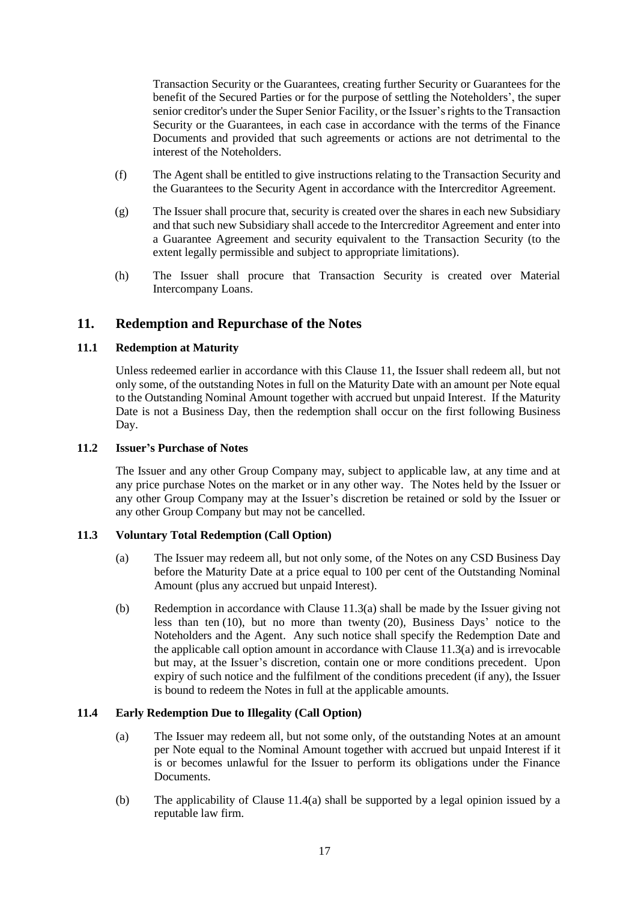Transaction Security or the Guarantees, creating further Security or Guarantees for the benefit of the Secured Parties or for the purpose of settling the Noteholders', the super senior creditor's under the Super Senior Facility, or the Issuer's rights to the Transaction Security or the Guarantees, in each case in accordance with the terms of the Finance Documents and provided that such agreements or actions are not detrimental to the interest of the Noteholders.

(f) The Agent shall be entitled to give instructions relating to the Transaction Security and the Guarantees to the Security Agent in accordance with the Intercreditor Agreement.

(g) The Issuer shall procure that, security is created over the shares in each new Subsidiary and that such new Subsidiary shall accede to the Intercreditor Agreement and enter into a Guarantee Agreement and security equivalent to the Transaction Security (to the extent legally permissible and subject to appropriate limitations).

(h) The Issuer shall procure that Transaction Security is created over Material Intercompany Loans.

## 11. Redemption and Repurchase of the Notes

### 11.1 Redemption at Maturity

Unless redeemed earlier in accordance with this Clause 11, the Issuer shall redeem all, but not only some, of the outstanding Notes in full on the Maturity Date with an amount per Note equal to the Outstanding Nominal Amount together with accrued but unpaid Interest. If the Maturity Date is not a Business Day, then the redemption shall occur on the first following Business Day.

### 11.2 Issuer's Purchase of Notes

The Issuer and any other Group Company may, subject to applicable law, at any time and at any price purchase Notes on the market or in any other way. The Notes held by the Issuer or any other Group Company may at the Issuer's discretion be retained or sold by the Issuer or any other Group Company but may not be cancelled.

### 11.3 Voluntary Total Redemption (Call Option)

(a) The Issuer may redeem all, but not only some, of the Notes on any CSD Business Day before the Maturity Date at a price equal to 100 per cent of the Outstanding Nominal Amount (plus any accrued but unpaid Interest).

(b) Redemption in accordance with Clause 11.3(a) shall be made by the Issuer giving not less than ten (10), but no more than twenty (20), Business Days' notice to the Noteholders and the Agent. Any such notice shall specify the Redemption Date and the applicable call option amount in accordance with Clause 11.3(a) and is irrevocable but may, at the Issuer's discretion, contain one or more conditions precedent. Upon expiry of such notice and the fulfilment of the conditions precedent (if any), the Issuer is bound to redeem the Notes in full at the applicable amounts.

### 11.4 Early Redemption Due to Illegality (Call Option)

(a) The Issuer may redeem all, but not some only, of the outstanding Notes at an amount per Note equal to the Nominal Amount together with accrued but unpaid Interest if it is or becomes unlawful for the Issuer to perform its obligations under the Finance Documents.

(b) The applicability of Clause 11.4(a) shall be supported by a legal opinion issued by a reputable law firm.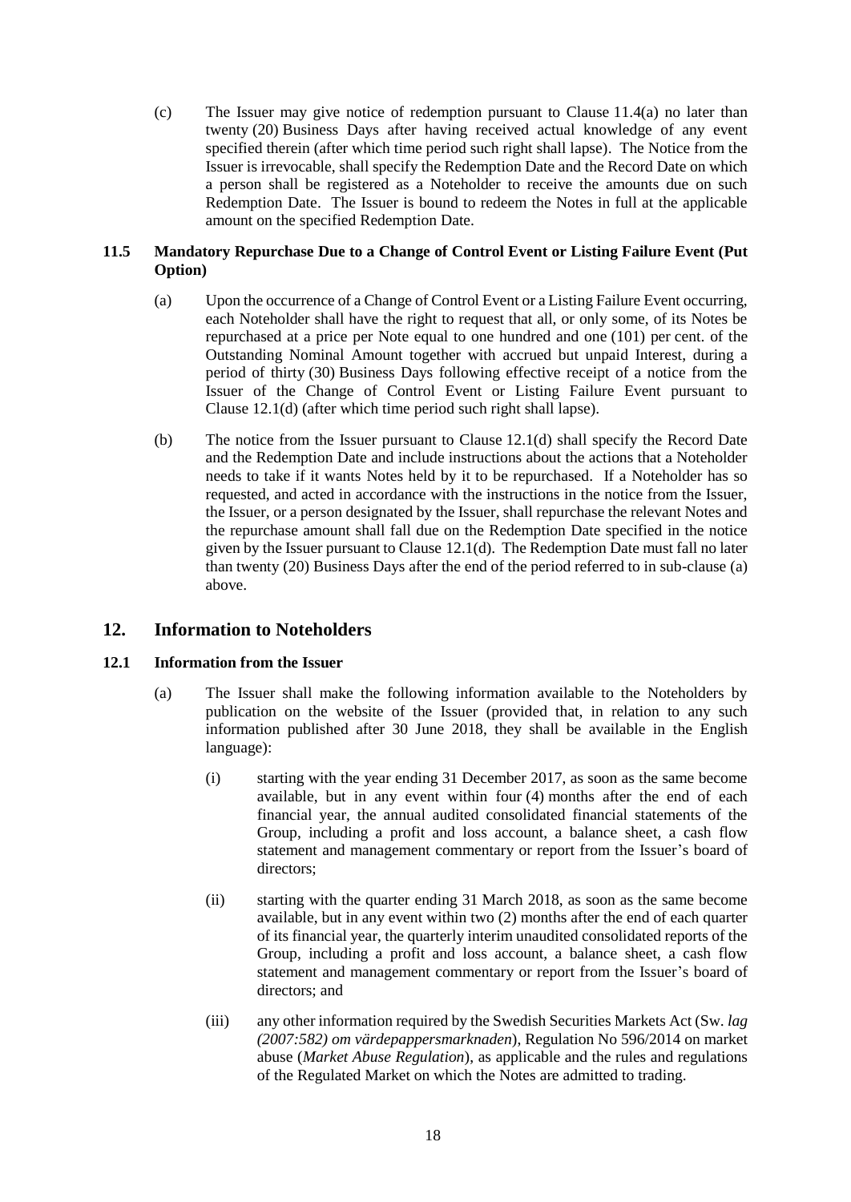(c) The Issuer may give notice of redemption pursuant to Clause 11.4(a) no later than twenty (20) Business Days after having received actual knowledge of any event specified therein (after which time period such right shall lapse). The Notice from the Issuer is irrevocable, shall specify the Redemption Date and the Record Date on which a person shall be registered as a Noteholder to receive the amounts due on such Redemption Date. The Issuer is bound to redeem the Notes in full at the applicable amount on the specified Redemption Date.

### 11.5 Mandatory Repurchase Due to a Change of Control Event or Listing Failure Event (Put Option)

(a) Upon the occurrence of a Change of Control Event or a Listing Failure Event occurring, each Noteholder shall have the right to request that all, or only some, of its Notes be repurchased at a price per Note equal to one hundred and one (101) per cent. of the Outstanding Nominal Amount together with accrued but unpaid Interest, during a period of thirty (30) Business Days following effective receipt of a notice from the Issuer of the Change of Control Event or Listing Failure Event pursuant to Clause 12.1(d) (after which time period such right shall lapse).

(b) The notice from the Issuer pursuant to Clause 12.1(d) shall specify the Record Date and the Redemption Date and include instructions about the actions that a Noteholder needs to take if it wants Notes held by it to be repurchased. If a Noteholder has so requested, and acted in accordance with the instructions in the notice from the Issuer, the Issuer, or a person designated by the Issuer, shall repurchase the relevant Notes and the repurchase amount shall fall due on the Redemption Date specified in the notice given by the Issuer pursuant to Clause 12.1(d). The Redemption Date must fall no later than twenty (20) Business Days after the end of the period referred to in sub-clause (a) above.

## 12. Information to Noteholders

### 12.1 Information from the Issuer

(a) The Issuer shall make the following information available to the Noteholders by publication on the website of the Issuer (provided that, in relation to any such information published after 30 June 2018, they shall be available in the English language):

(i) starting with the year ending 31 December 2017, as soon as the same become available, but in any event within four (4) months after the end of each financial year, the annual audited consolidated financial statements of the Group, including a profit and loss account, a balance sheet, a cash flow statement and management commentary or report from the Issuer's board of directors;

(ii) starting with the quarter ending 31 March 2018, as soon as the same become available, but in any event within two (2) months after the end of each quarter of its financial year, the quarterly interim unaudited consolidated reports of the Group, including a profit and loss account, a balance sheet, a cash flow statement and management commentary or report from the Issuer's board of directors; and

(iii) any other information required by the Swedish Securities Markets Act (Sw. *lag (2007:582) om värdepappersmarknaden*), Regulation No 596/2014 on market abuse (*Market Abuse Regulation*), as applicable and the rules and regulations of the Regulated Market on which the Notes are admitted to trading.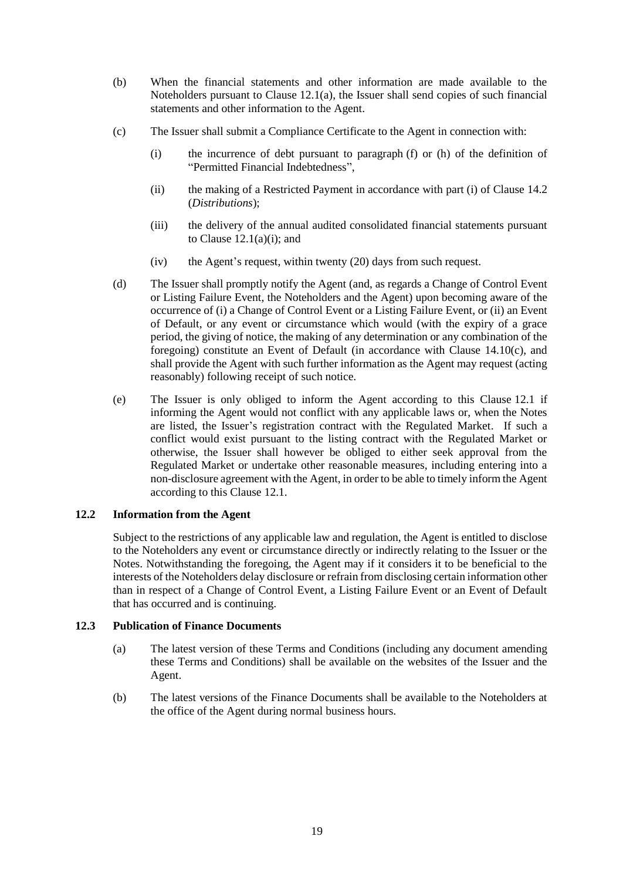(b) When the financial statements and other information are made available to the Noteholders pursuant to Clause 12.1(a), the Issuer shall send copies of such financial statements and other information to the Agent.

(c) The Issuer shall submit a Compliance Certificate to the Agent in connection with:

(i) the incurrence of debt pursuant to paragraph (f) or (h) of the definition of "Permitted Financial Indebtedness",

(ii) the making of a Restricted Payment in accordance with part (i) of Clause 14.2 (*Distributions*);

(iii) the delivery of the annual audited consolidated financial statements pursuant to Clause 12.1(a)(i); and

(iv) the Agent's request, within twenty (20) days from such request.

(d) The Issuer shall promptly notify the Agent (and, as regards a Change of Control Event or Listing Failure Event, the Noteholders and the Agent) upon becoming aware of the occurrence of (i) a Change of Control Event or a Listing Failure Event, or (ii) an Event of Default, or any event or circumstance which would (with the expiry of a grace period, the giving of notice, the making of any determination or any combination of the foregoing) constitute an Event of Default (in accordance with Clause 14.10(c), and shall provide the Agent with such further information as the Agent may request (acting reasonably) following receipt of such notice.

(e) The Issuer is only obliged to inform the Agent according to this Clause 12.1 if informing the Agent would not conflict with any applicable laws or, when the Notes are listed, the Issuer's registration contract with the Regulated Market. If such a conflict would exist pursuant to the listing contract with the Regulated Market or otherwise, the Issuer shall however be obliged to either seek approval from the Regulated Market or undertake other reasonable measures, including entering into a non-disclosure agreement with the Agent, in order to be able to timely inform the Agent according to this Clause 12.1.

### 12.2 Information from the Agent

Subject to the restrictions of any applicable law and regulation, the Agent is entitled to disclose to the Noteholders any event or circumstance directly or indirectly relating to the Issuer or the Notes. Notwithstanding the foregoing, the Agent may if it considers it to be beneficial to the interests of the Noteholders delay disclosure or refrain from disclosing certain information other than in respect of a Change of Control Event, a Listing Failure Event or an Event of Default that has occurred and is continuing.

### 12.3 Publication of Finance Documents

(a) The latest version of these Terms and Conditions (including any document amending these Terms and Conditions) shall be available on the websites of the Issuer and the Agent.

(b) The latest versions of the Finance Documents shall be available to the Noteholders at the office of the Agent during normal business hours.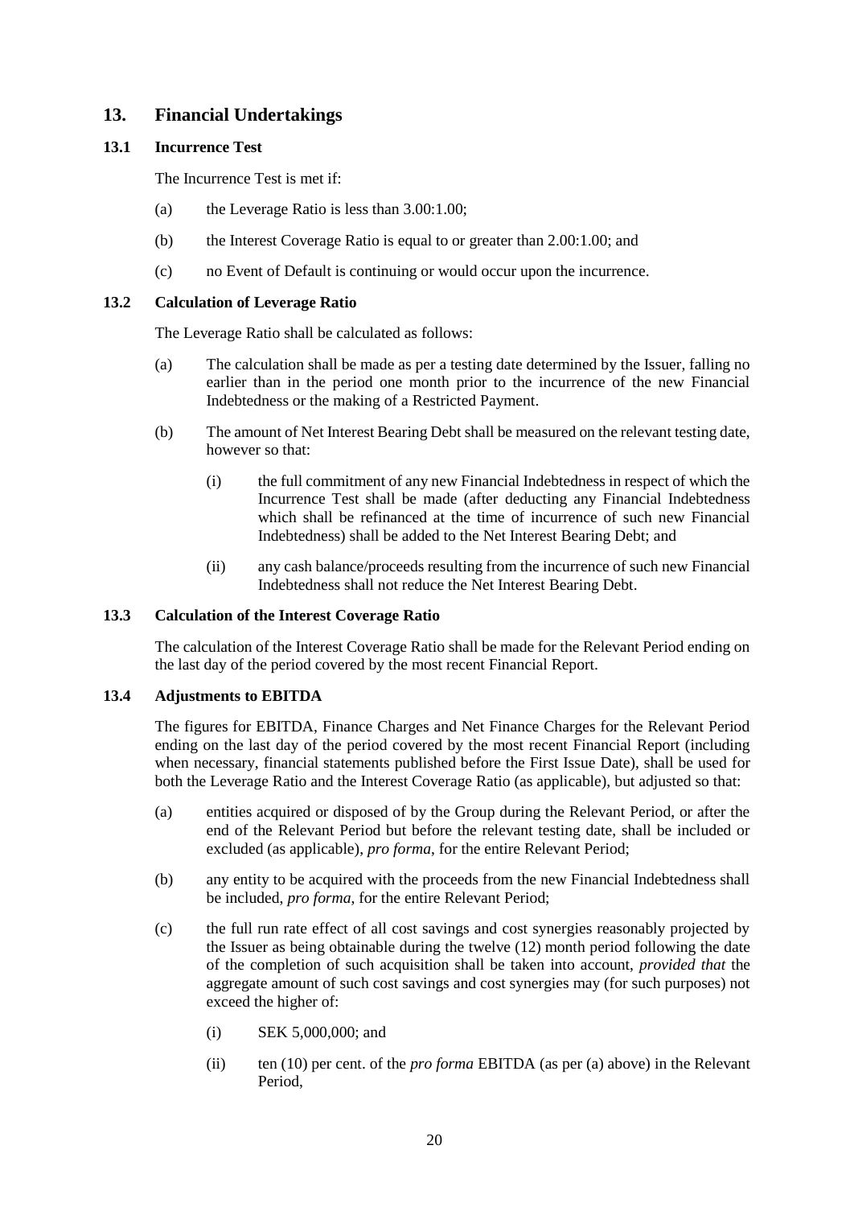## 13. Financial Undertakings

### 13.1 Incurrence Test

The Incurrence Test is met if:

(a) the Leverage Ratio is less than 3.00:1.00;

(b) the Interest Coverage Ratio is equal to or greater than 2.00:1.00; and

(c) no Event of Default is continuing or would occur upon the incurrence.

### 13.2 Calculation of Leverage Ratio

The Leverage Ratio shall be calculated as follows:

(a) The calculation shall be made as per a testing date determined by the Issuer, falling no earlier than in the period one month prior to the incurrence of the new Financial Indebtedness or the making of a Restricted Payment.

(b) The amount of Net Interest Bearing Debt shall be measured on the relevant testing date, however so that:

(i) the full commitment of any new Financial Indebtedness in respect of which the Incurrence Test shall be made (after deducting any Financial Indebtedness which shall be refinanced at the time of incurrence of such new Financial Indebtedness) shall be added to the Net Interest Bearing Debt; and

(ii) any cash balance/proceeds resulting from the incurrence of such new Financial Indebtedness shall not reduce the Net Interest Bearing Debt.

### 13.3 Calculation of the Interest Coverage Ratio

The calculation of the Interest Coverage Ratio shall be made for the Relevant Period ending on the last day of the period covered by the most recent Financial Report.

### 13.4 Adjustments to EBITDA

The figures for EBITDA, Finance Charges and Net Finance Charges for the Relevant Period ending on the last day of the period covered by the most recent Financial Report (including when necessary, financial statements published before the First Issue Date), shall be used for both the Leverage Ratio and the Interest Coverage Ratio (as applicable), but adjusted so that:

(a) entities acquired or disposed of by the Group during the Relevant Period, or after the end of the Relevant Period but before the relevant testing date, shall be included or excluded (as applicable), *pro forma*, for the entire Relevant Period;

(b) any entity to be acquired with the proceeds from the new Financial Indebtedness shall be included, *pro forma*, for the entire Relevant Period;

(c) the full run rate effect of all cost savings and cost synergies reasonably projected by the Issuer as being obtainable during the twelve (12) month period following the date of the completion of such acquisition shall be taken into account, *provided that* the aggregate amount of such cost savings and cost synergies may (for such purposes) not exceed the higher of:

(i) SEK 5,000,000; and

(ii) ten (10) per cent. of the *pro forma* EBITDA (as per (a) above) in the Relevant Period,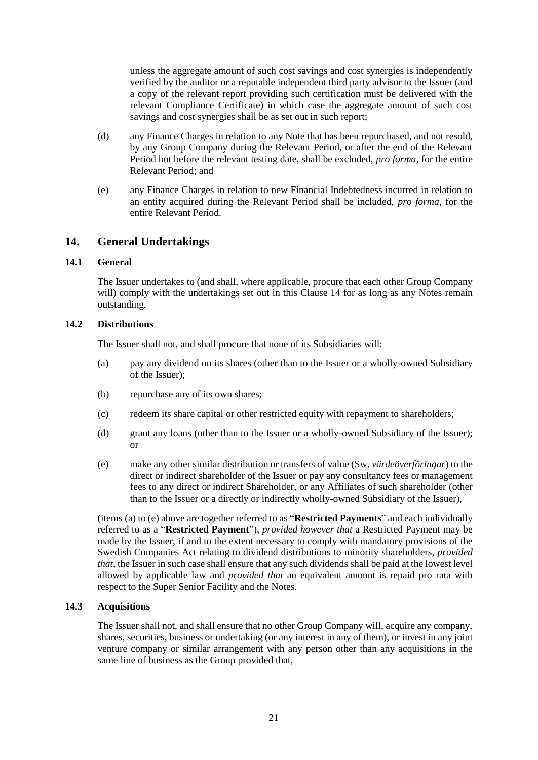unless the aggregate amount of such cost savings and cost synergies is independently verified by the auditor or a reputable independent third party advisor to the Issuer (and a copy of the relevant report providing such certification must be delivered with the relevant Compliance Certificate) in which case the aggregate amount of such cost savings and cost synergies shall be as set out in such report;

(d) any Finance Charges in relation to any Note that has been repurchased, and not resold, by any Group Company during the Relevant Period, or after the end of the Relevant Period but before the relevant testing date, shall be excluded, *pro forma*, for the entire Relevant Period; and

(e) any Finance Charges in relation to new Financial Indebtedness incurred in relation to an entity acquired during the Relevant Period shall be included, *pro forma*, for the entire Relevant Period.

## 14. General Undertakings

### 14.1 General

The Issuer undertakes to (and shall, where applicable, procure that each other Group Company will) comply with the undertakings set out in this Clause 14 for as long as any Notes remain outstanding.

### 14.2 Distributions

The Issuer shall not, and shall procure that none of its Subsidiaries will:

(a) pay any dividend on its shares (other than to the Issuer or a wholly-owned Subsidiary of the Issuer);

(b) repurchase any of its own shares;

(c) redeem its share capital or other restricted equity with repayment to shareholders;

(d) grant any loans (other than to the Issuer or a wholly-owned Subsidiary of the Issuer); or

(e) make any other similar distribution or transfers of value (Sw. *värdeöverföringar*) to the direct or indirect shareholder of the Issuer or pay any consultancy fees or management fees to any direct or indirect Shareholder, or any Affiliates of such shareholder (other than to the Issuer or a directly or indirectly wholly-owned Subsidiary of the Issuer),

(items (a) to (e) above are together referred to as "**Restricted Payments**" and each individually referred to as a "**Restricted Payment**"), *provided however that* a Restricted Payment may be made by the Issuer, if and to the extent necessary to comply with mandatory provisions of the Swedish Companies Act relating to dividend distributions to minority shareholders, *provided that*, the Issuer in such case shall ensure that any such dividends shall be paid at the lowest level allowed by applicable law and *provided that* an equivalent amount is repaid pro rata with respect to the Super Senior Facility and the Notes.

### 14.3 Acquisitions

The Issuer shall not, and shall ensure that no other Group Company will, acquire any company, shares, securities, business or undertaking (or any interest in any of them), or invest in any joint venture company or similar arrangement with any person other than any acquisitions in the same line of business as the Group provided that,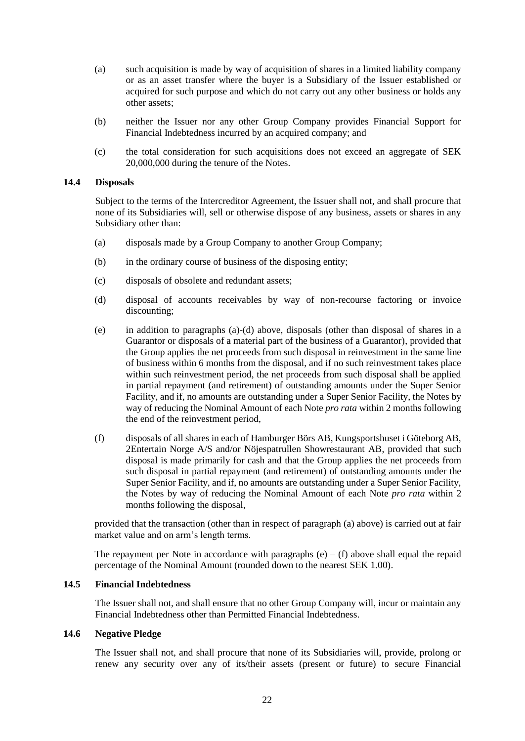(a) such acquisition is made by way of acquisition of shares in a limited liability company or as an asset transfer where the buyer is a Subsidiary of the Issuer established or acquired for such purpose and which do not carry out any other business or holds any other assets;

(b) neither the Issuer nor any other Group Company provides Financial Support for Financial Indebtedness incurred by an acquired company; and

(c) the total consideration for such acquisitions does not exceed an aggregate of SEK 20,000,000 during the tenure of the Notes.

### 14.4 Disposals

Subject to the terms of the Intercreditor Agreement, the Issuer shall not, and shall procure that none of its Subsidiaries will, sell or otherwise dispose of any business, assets or shares in any Subsidiary other than:

(a) disposals made by a Group Company to another Group Company;

(b) in the ordinary course of business of the disposing entity;

(c) disposals of obsolete and redundant assets;

(d) disposal of accounts receivables by way of non-recourse factoring or invoice discounting;

(e) in addition to paragraphs (a)-(d) above, disposals (other than disposal of shares in a Guarantor or disposals of a material part of the business of a Guarantor), provided that the Group applies the net proceeds from such disposal in reinvestment in the same line of business within 6 months from the disposal, and if no such reinvestment takes place within such reinvestment period, the net proceeds from such disposal shall be applied in partial repayment (and retirement) of outstanding amounts under the Super Senior Facility, and if, no amounts are outstanding under a Super Senior Facility, the Notes by way of reducing the Nominal Amount of each Note *pro rata* within 2 months following the end of the reinvestment period,

(f) disposals of all shares in each of Hamburger Börs AB, Kungsportshuset i Göteborg AB, 2Entertain Norge A/S and/or Nöjespatrullen Showrestaurant AB, provided that such disposal is made primarily for cash and that the Group applies the net proceeds from such disposal in partial repayment (and retirement) of outstanding amounts under the Super Senior Facility, and if, no amounts are outstanding under a Super Senior Facility, the Notes by way of reducing the Nominal Amount of each Note *pro rata* within 2 months following the disposal,

provided that the transaction (other than in respect of paragraph (a) above) is carried out at fair market value and on arm's length terms.

The repayment per Note in accordance with paragraphs (e) – (f) above shall equal the repaid percentage of the Nominal Amount (rounded down to the nearest SEK 1.00).

### 14.5 Financial Indebtedness

The Issuer shall not, and shall ensure that no other Group Company will, incur or maintain any Financial Indebtedness other than Permitted Financial Indebtedness.

### 14.6 Negative Pledge

The Issuer shall not, and shall procure that none of its Subsidiaries will, provide, prolong or renew any security over any of its/their assets (present or future) to secure Financial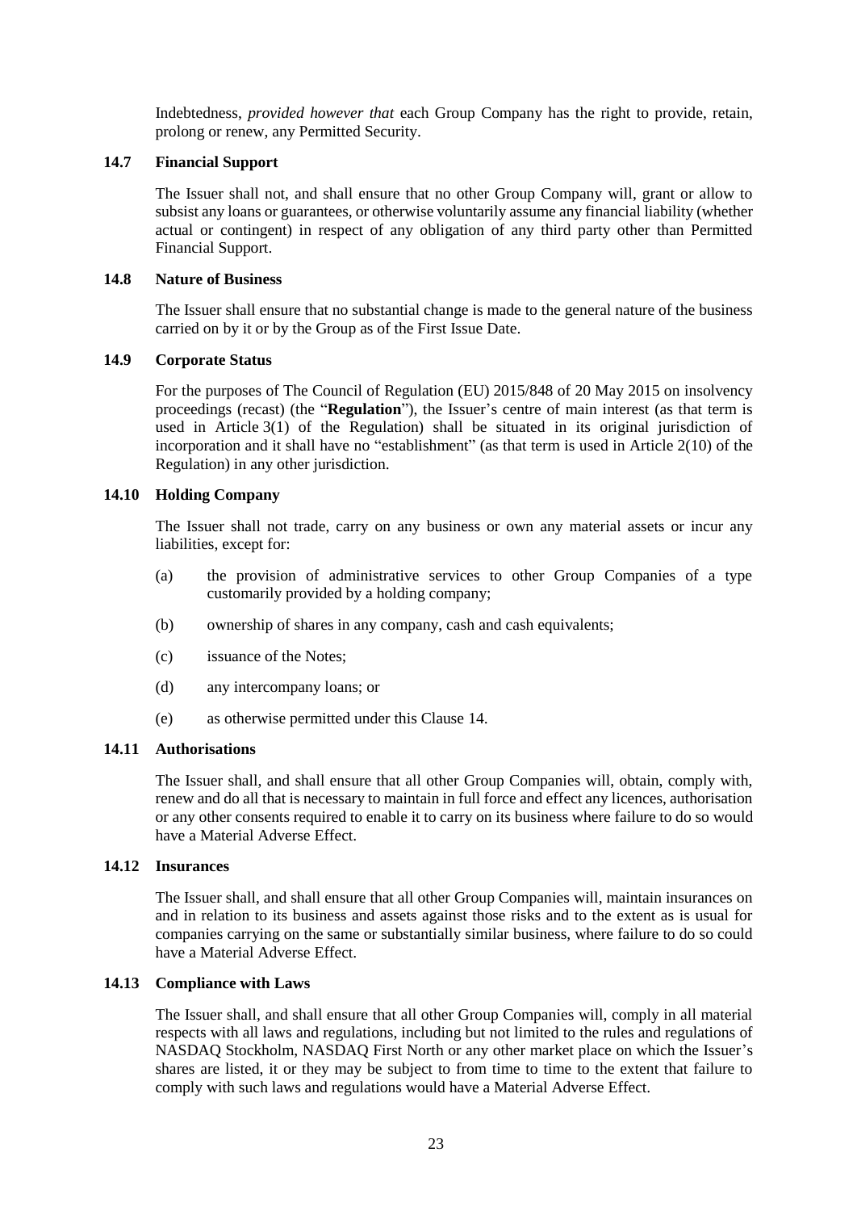Indebtedness, *provided however that* each Group Company has the right to provide, retain, prolong or renew, any Permitted Security.

### 14.7 Financial Support

The Issuer shall not, and shall ensure that no other Group Company will, grant or allow to subsist any loans or guarantees, or otherwise voluntarily assume any financial liability (whether actual or contingent) in respect of any obligation of any third party other than Permitted Financial Support.

### 14.8 Nature of Business

The Issuer shall ensure that no substantial change is made to the general nature of the business carried on by it or by the Group as of the First Issue Date.

### 14.9 Corporate Status

For the purposes of The Council of Regulation (EU) 2015/848 of 20 May 2015 on insolvency proceedings (recast) (the "**Regulation**"), the Issuer's centre of main interest (as that term is used in Article 3(1) of the Regulation) shall be situated in its original jurisdiction of incorporation and it shall have no "establishment" (as that term is used in Article 2(10) of the Regulation) in any other jurisdiction.

### 14.10 Holding Company

The Issuer shall not trade, carry on any business or own any material assets or incur any liabilities, except for:

(a) the provision of administrative services to other Group Companies of a type customarily provided by a holding company;

(b) ownership of shares in any company, cash and cash equivalents;

(c) issuance of the Notes;

(d) any intercompany loans; or

(e) as otherwise permitted under this Clause 14.

### 14.11 Authorisations

The Issuer shall, and shall ensure that all other Group Companies will, obtain, comply with, renew and do all that is necessary to maintain in full force and effect any licences, authorisation or any other consents required to enable it to carry on its business where failure to do so would have a Material Adverse Effect.

### 14.12 Insurances

The Issuer shall, and shall ensure that all other Group Companies will, maintain insurances on and in relation to its business and assets against those risks and to the extent as is usual for companies carrying on the same or substantially similar business, where failure to do so could have a Material Adverse Effect.

### 14.13 Compliance with Laws

The Issuer shall, and shall ensure that all other Group Companies will, comply in all material respects with all laws and regulations, including but not limited to the rules and regulations of NASDAQ Stockholm, NASDAQ First North or any other market place on which the Issuer's shares are listed, it or they may be subject to from time to time to the extent that failure to comply with such laws and regulations would have a Material Adverse Effect.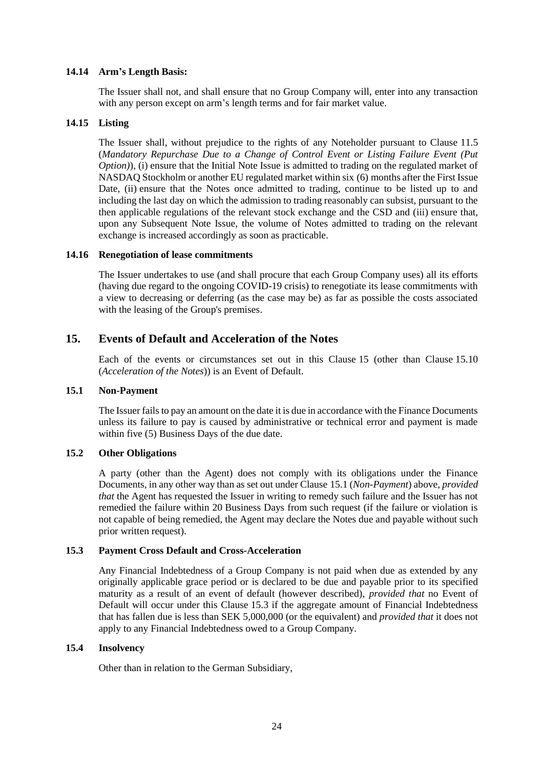### 14.14 Arm's Length Basis:

The Issuer shall not, and shall ensure that no Group Company will, enter into any transaction with any person except on arm's length terms and for fair market value.

### 14.15 Listing

The Issuer shall, without prejudice to the rights of any Noteholder pursuant to Clause 11.5 (*Mandatory Repurchase Due to a Change of Control Event or Listing Failure Event (Put Option)*), (i) ensure that the Initial Note Issue is admitted to trading on the regulated market of NASDAQ Stockholm or another EU regulated market within six (6) months after the First Issue Date, (ii) ensure that the Notes once admitted to trading, continue to be listed up to and including the last day on which the admission to trading reasonably can subsist, pursuant to the then applicable regulations of the relevant stock exchange and the CSD and (iii) ensure that, upon any Subsequent Note Issue, the volume of Notes admitted to trading on the relevant exchange is increased accordingly as soon as practicable.

### 14.16 Renegotiation of lease commitments

The Issuer undertakes to use (and shall procure that each Group Company uses) all its efforts (having due regard to the ongoing COVID-19 crisis) to renegotiate its lease commitments with a view to decreasing or deferring (as the case may be) as far as possible the costs associated with the leasing of the Group's premises.

## 15. Events of Default and Acceleration of the Notes

Each of the events or circumstances set out in this Clause 15 (other than Clause 15.10 (*Acceleration of the Notes*)) is an Event of Default.

### 15.1 Non-Payment

The Issuer fails to pay an amount on the date it is due in accordance with the Finance Documents unless its failure to pay is caused by administrative or technical error and payment is made within five (5) Business Days of the due date.

### 15.2 Other Obligations

A party (other than the Agent) does not comply with its obligations under the Finance Documents, in any other way than as set out under Clause 15.1 (*Non-Payment*) above, *provided that* the Agent has requested the Issuer in writing to remedy such failure and the Issuer has not remedied the failure within 20 Business Days from such request (if the failure or violation is not capable of being remedied, the Agent may declare the Notes due and payable without such prior written request).

### 15.3 Payment Cross Default and Cross-Acceleration

Any Financial Indebtedness of a Group Company is not paid when due as extended by any originally applicable grace period or is declared to be due and payable prior to its specified maturity as a result of an event of default (however described), *provided that* no Event of Default will occur under this Clause 15.3 if the aggregate amount of Financial Indebtedness that has fallen due is less than SEK 5,000,000 (or the equivalent) and *provided that* it does not apply to any Financial Indebtedness owed to a Group Company.

### 15.4 Insolvency

Other than in relation to the German Subsidiary,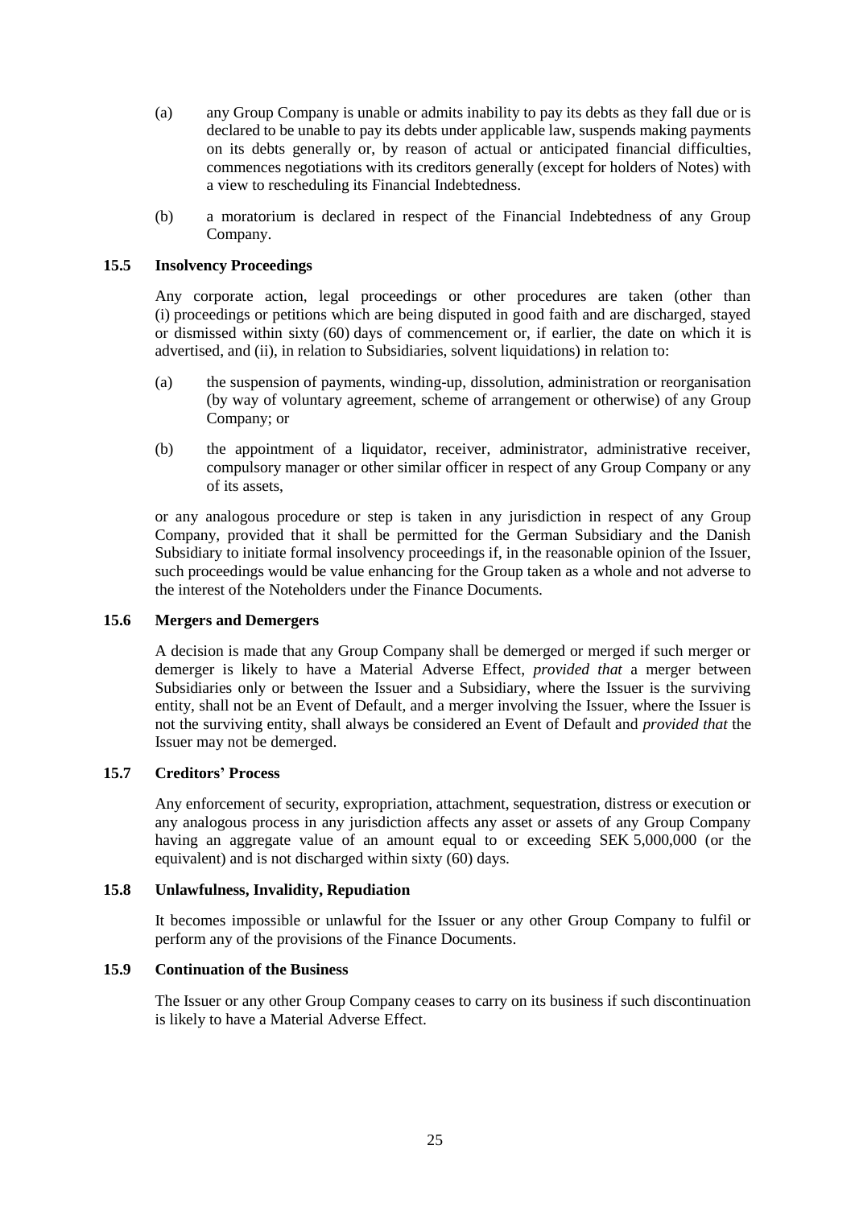(a) any Group Company is unable or admits inability to pay its debts as they fall due or is declared to be unable to pay its debts under applicable law, suspends making payments on its debts generally or, by reason of actual or anticipated financial difficulties, commences negotiations with its creditors generally (except for holders of Notes) with a view to rescheduling its Financial Indebtedness.

(b) a moratorium is declared in respect of the Financial Indebtedness of any Group Company.

### 15.5 Insolvency Proceedings

Any corporate action, legal proceedings or other procedures are taken (other than (i) proceedings or petitions which are being disputed in good faith and are discharged, stayed or dismissed within sixty (60) days of commencement or, if earlier, the date on which it is advertised, and (ii), in relation to Subsidiaries, solvent liquidations) in relation to:

(a) the suspension of payments, winding-up, dissolution, administration or reorganisation (by way of voluntary agreement, scheme of arrangement or otherwise) of any Group Company; or

(b) the appointment of a liquidator, receiver, administrator, administrative receiver, compulsory manager or other similar officer in respect of any Group Company or any of its assets,

or any analogous procedure or step is taken in any jurisdiction in respect of any Group Company, provided that it shall be permitted for the German Subsidiary and the Danish Subsidiary to initiate formal insolvency proceedings if, in the reasonable opinion of the Issuer, such proceedings would be value enhancing for the Group taken as a whole and not adverse to the interest of the Noteholders under the Finance Documents.

### 15.6 Mergers and Demergers

A decision is made that any Group Company shall be demerged or merged if such merger or demerger is likely to have a Material Adverse Effect, *provided that* a merger between Subsidiaries only or between the Issuer and a Subsidiary, where the Issuer is the surviving entity, shall not be an Event of Default, and a merger involving the Issuer, where the Issuer is not the surviving entity, shall always be considered an Event of Default and *provided that* the Issuer may not be demerged.

### 15.7 Creditors' Process

Any enforcement of security, expropriation, attachment, sequestration, distress or execution or any analogous process in any jurisdiction affects any asset or assets of any Group Company having an aggregate value of an amount equal to or exceeding SEK 5,000,000 (or the equivalent) and is not discharged within sixty (60) days.

### 15.8 Unlawfulness, Invalidity, Repudiation

It becomes impossible or unlawful for the Issuer or any other Group Company to fulfil or perform any of the provisions of the Finance Documents.

### 15.9 Continuation of the Business

The Issuer or any other Group Company ceases to carry on its business if such discontinuation is likely to have a Material Adverse Effect.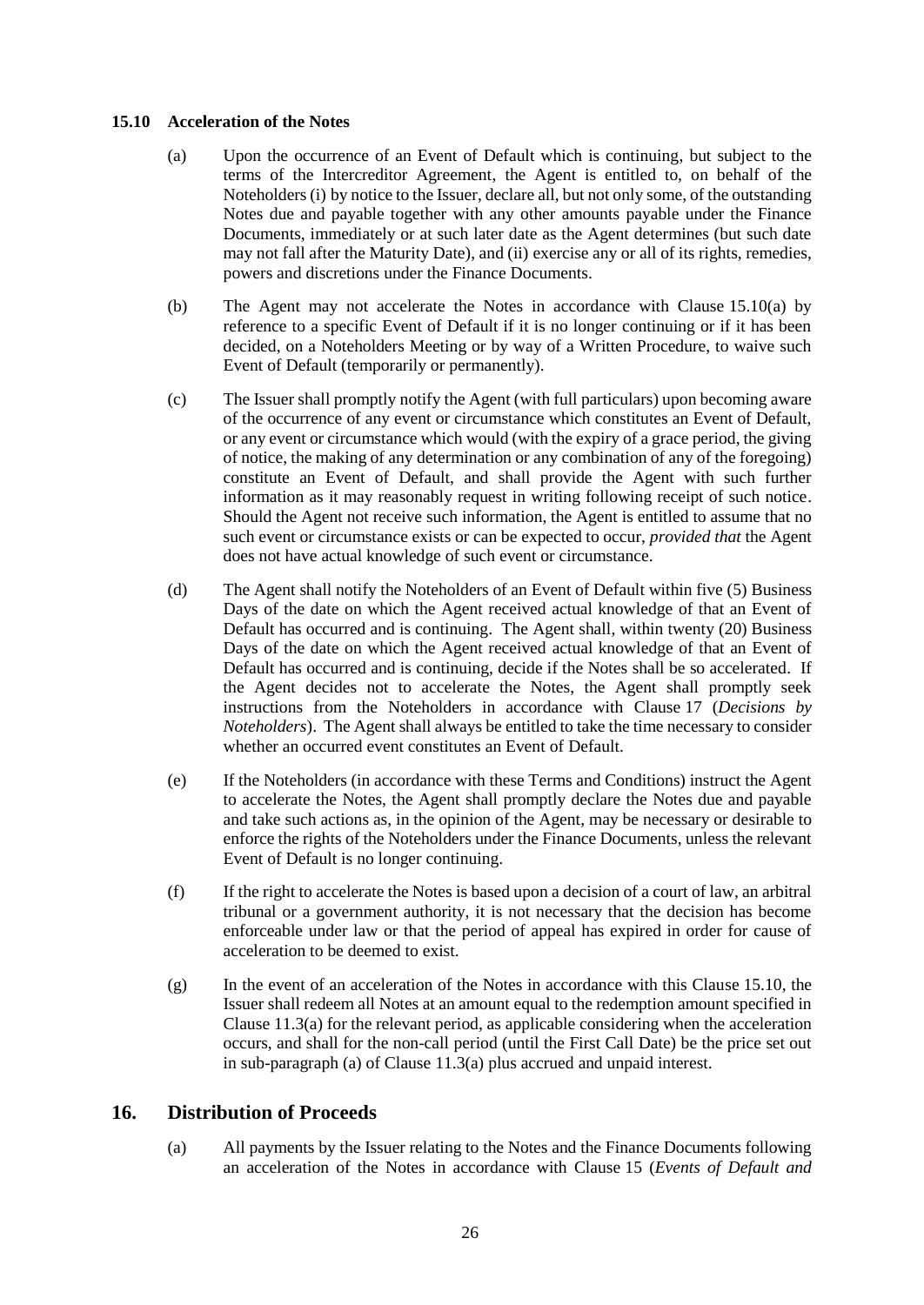### 15.10 Acceleration of the Notes

(a) Upon the occurrence of an Event of Default which is continuing, but subject to the terms of the Intercreditor Agreement, the Agent is entitled to, on behalf of the Noteholders (i) by notice to the Issuer, declare all, but not only some, of the outstanding Notes due and payable together with any other amounts payable under the Finance Documents, immediately or at such later date as the Agent determines (but such date may not fall after the Maturity Date), and (ii) exercise any or all of its rights, remedies, powers and discretions under the Finance Documents.

(b) The Agent may not accelerate the Notes in accordance with Clause 15.10(a) by reference to a specific Event of Default if it is no longer continuing or if it has been decided, on a Noteholders Meeting or by way of a Written Procedure, to waive such Event of Default (temporarily or permanently).

(c) The Issuer shall promptly notify the Agent (with full particulars) upon becoming aware of the occurrence of any event or circumstance which constitutes an Event of Default, or any event or circumstance which would (with the expiry of a grace period, the giving of notice, the making of any determination or any combination of any of the foregoing) constitute an Event of Default, and shall provide the Agent with such further information as it may reasonably request in writing following receipt of such notice. Should the Agent not receive such information, the Agent is entitled to assume that no such event or circumstance exists or can be expected to occur, *provided that* the Agent does not have actual knowledge of such event or circumstance.

(d) The Agent shall notify the Noteholders of an Event of Default within five (5) Business Days of the date on which the Agent received actual knowledge of that an Event of Default has occurred and is continuing. The Agent shall, within twenty (20) Business Days of the date on which the Agent received actual knowledge of that an Event of Default has occurred and is continuing, decide if the Notes shall be so accelerated. If the Agent decides not to accelerate the Notes, the Agent shall promptly seek instructions from the Noteholders in accordance with Clause 17 (*Decisions by Noteholders*). The Agent shall always be entitled to take the time necessary to consider whether an occurred event constitutes an Event of Default.

(e) If the Noteholders (in accordance with these Terms and Conditions) instruct the Agent to accelerate the Notes, the Agent shall promptly declare the Notes due and payable and take such actions as, in the opinion of the Agent, may be necessary or desirable to enforce the rights of the Noteholders under the Finance Documents, unless the relevant Event of Default is no longer continuing.

(f) If the right to accelerate the Notes is based upon a decision of a court of law, an arbitral tribunal or a government authority, it is not necessary that the decision has become enforceable under law or that the period of appeal has expired in order for cause of acceleration to be deemed to exist.

(g) In the event of an acceleration of the Notes in accordance with this Clause 15.10, the Issuer shall redeem all Notes at an amount equal to the redemption amount specified in Clause 11.3(a) for the relevant period, as applicable considering when the acceleration occurs, and shall for the non-call period (until the First Call Date) be the price set out in sub-paragraph (a) of Clause 11.3(a) plus accrued and unpaid interest.

## 16. Distribution of Proceeds

(a) All payments by the Issuer relating to the Notes and the Finance Documents following an acceleration of the Notes in accordance with Clause 15 (*Events of Default and*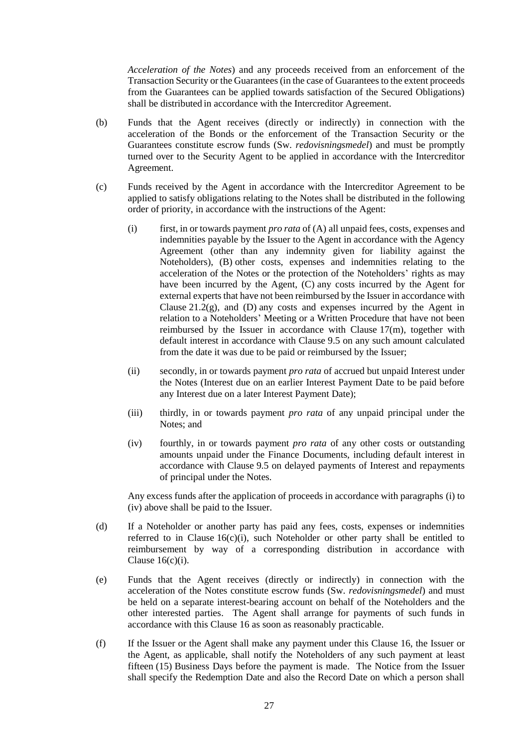*Acceleration of the Notes*) and any proceeds received from an enforcement of the Transaction Security or the Guarantees (in the case of Guarantees to the extent proceeds from the Guarantees can be applied towards satisfaction of the Secured Obligations) shall be distributed in accordance with the Intercreditor Agreement.

(b) Funds that the Agent receives (directly or indirectly) in connection with the acceleration of the Bonds or the enforcement of the Transaction Security or the Guarantees constitute escrow funds (Sw. *redovisningsmedel*) and must be promptly turned over to the Security Agent to be applied in accordance with the Intercreditor Agreement.

(c) Funds received by the Agent in accordance with the Intercreditor Agreement to be applied to satisfy obligations relating to the Notes shall be distributed in the following order of priority, in accordance with the instructions of the Agent:

(i) first, in or towards payment *pro rata* of (A) all unpaid fees, costs, expenses and indemnities payable by the Issuer to the Agent in accordance with the Agency Agreement (other than any indemnity given for liability against the Noteholders), (B) other costs, expenses and indemnities relating to the acceleration of the Notes or the protection of the Noteholders' rights as may have been incurred by the Agent, (C) any costs incurred by the Agent for external experts that have not been reimbursed by the Issuer in accordance with Clause 21.2(g), and (D) any costs and expenses incurred by the Agent in relation to a Noteholders' Meeting or a Written Procedure that have not been reimbursed by the Issuer in accordance with Clause 17(m), together with default interest in accordance with Clause 9.5 on any such amount calculated from the date it was due to be paid or reimbursed by the Issuer;

(ii) secondly, in or towards payment *pro rata* of accrued but unpaid Interest under the Notes (Interest due on an earlier Interest Payment Date to be paid before any Interest due on a later Interest Payment Date);

(iii) thirdly, in or towards payment *pro rata* of any unpaid principal under the Notes; and

(iv) fourthly, in or towards payment *pro rata* of any other costs or outstanding amounts unpaid under the Finance Documents, including default interest in accordance with Clause 9.5 on delayed payments of Interest and repayments of principal under the Notes.

Any excess funds after the application of proceeds in accordance with paragraphs (i) to (iv) above shall be paid to the Issuer.

(d) If a Noteholder or another party has paid any fees, costs, expenses or indemnities referred to in Clause 16(c)(i), such Noteholder or other party shall be entitled to reimbursement by way of a corresponding distribution in accordance with Clause 16(c)(i).

(e) Funds that the Agent receives (directly or indirectly) in connection with the acceleration of the Notes constitute escrow funds (Sw. *redovisningsmedel*) and must be held on a separate interest-bearing account on behalf of the Noteholders and the other interested parties. The Agent shall arrange for payments of such funds in accordance with this Clause 16 as soon as reasonably practicable.

(f) If the Issuer or the Agent shall make any payment under this Clause 16, the Issuer or the Agent, as applicable, shall notify the Noteholders of any such payment at least fifteen (15) Business Days before the payment is made. The Notice from the Issuer shall specify the Redemption Date and also the Record Date on which a person shall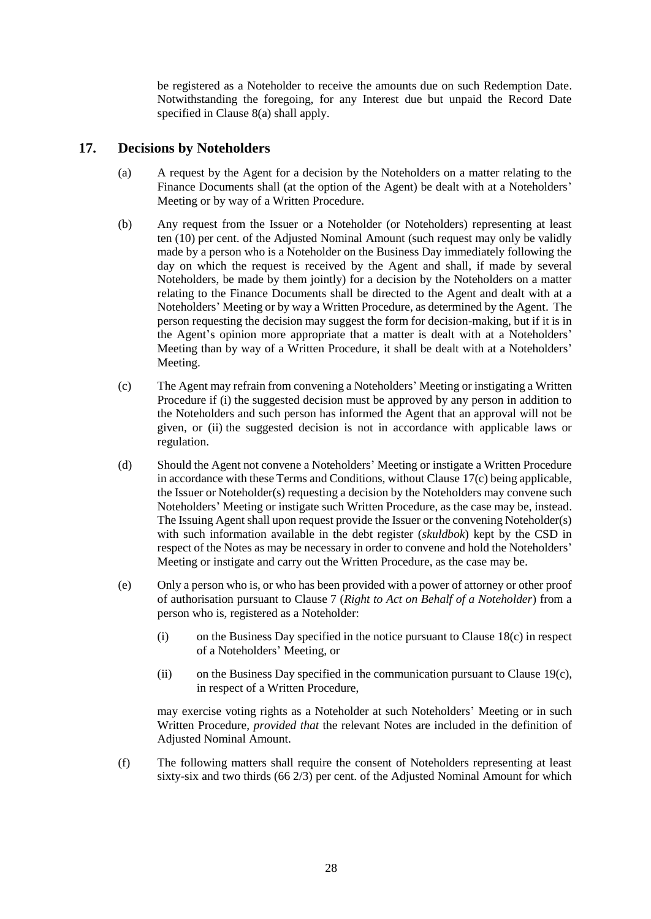be registered as a Noteholder to receive the amounts due on such Redemption Date. Notwithstanding the foregoing, for any Interest due but unpaid the Record Date specified in Clause 8(a) shall apply.

## 17. Decisions by Noteholders

(a) A request by the Agent for a decision by the Noteholders on a matter relating to the Finance Documents shall (at the option of the Agent) be dealt with at a Noteholders' Meeting or by way of a Written Procedure.

(b) Any request from the Issuer or a Noteholder (or Noteholders) representing at least ten (10) per cent. of the Adjusted Nominal Amount (such request may only be validly made by a person who is a Noteholder on the Business Day immediately following the day on which the request is received by the Agent and shall, if made by several Noteholders, be made by them jointly) for a decision by the Noteholders on a matter relating to the Finance Documents shall be directed to the Agent and dealt with at a Noteholders' Meeting or by way a Written Procedure, as determined by the Agent. The person requesting the decision may suggest the form for decision-making, but if it is in the Agent's opinion more appropriate that a matter is dealt with at a Noteholders' Meeting than by way of a Written Procedure, it shall be dealt with at a Noteholders' Meeting.

(c) The Agent may refrain from convening a Noteholders' Meeting or instigating a Written Procedure if (i) the suggested decision must be approved by any person in addition to the Noteholders and such person has informed the Agent that an approval will not be given, or (ii) the suggested decision is not in accordance with applicable laws or regulation.

(d) Should the Agent not convene a Noteholders' Meeting or instigate a Written Procedure in accordance with these Terms and Conditions, without Clause 17(c) being applicable, the Issuer or Noteholder(s) requesting a decision by the Noteholders may convene such Noteholders' Meeting or instigate such Written Procedure, as the case may be, instead. The Issuing Agent shall upon request provide the Issuer or the convening Noteholder(s) with such information available in the debt register (*skuldbok*) kept by the CSD in respect of the Notes as may be necessary in order to convene and hold the Noteholders' Meeting or instigate and carry out the Written Procedure, as the case may be.

(e) Only a person who is, or who has been provided with a power of attorney or other proof of authorisation pursuant to Clause 7 (*Right to Act on Behalf of a Noteholder*) from a person who is, registered as a Noteholder:

   (i) on the Business Day specified in the notice pursuant to Clause 18(c) in respect of a Noteholders' Meeting, or

   (ii) on the Business Day specified in the communication pursuant to Clause 19(c), in respect of a Written Procedure,

   may exercise voting rights as a Noteholder at such Noteholders' Meeting or in such Written Procedure, *provided that* the relevant Notes are included in the definition of Adjusted Nominal Amount.

(f) The following matters shall require the consent of Noteholders representing at least sixty-six and two thirds (66 2/3) per cent. of the Adjusted Nominal Amount for which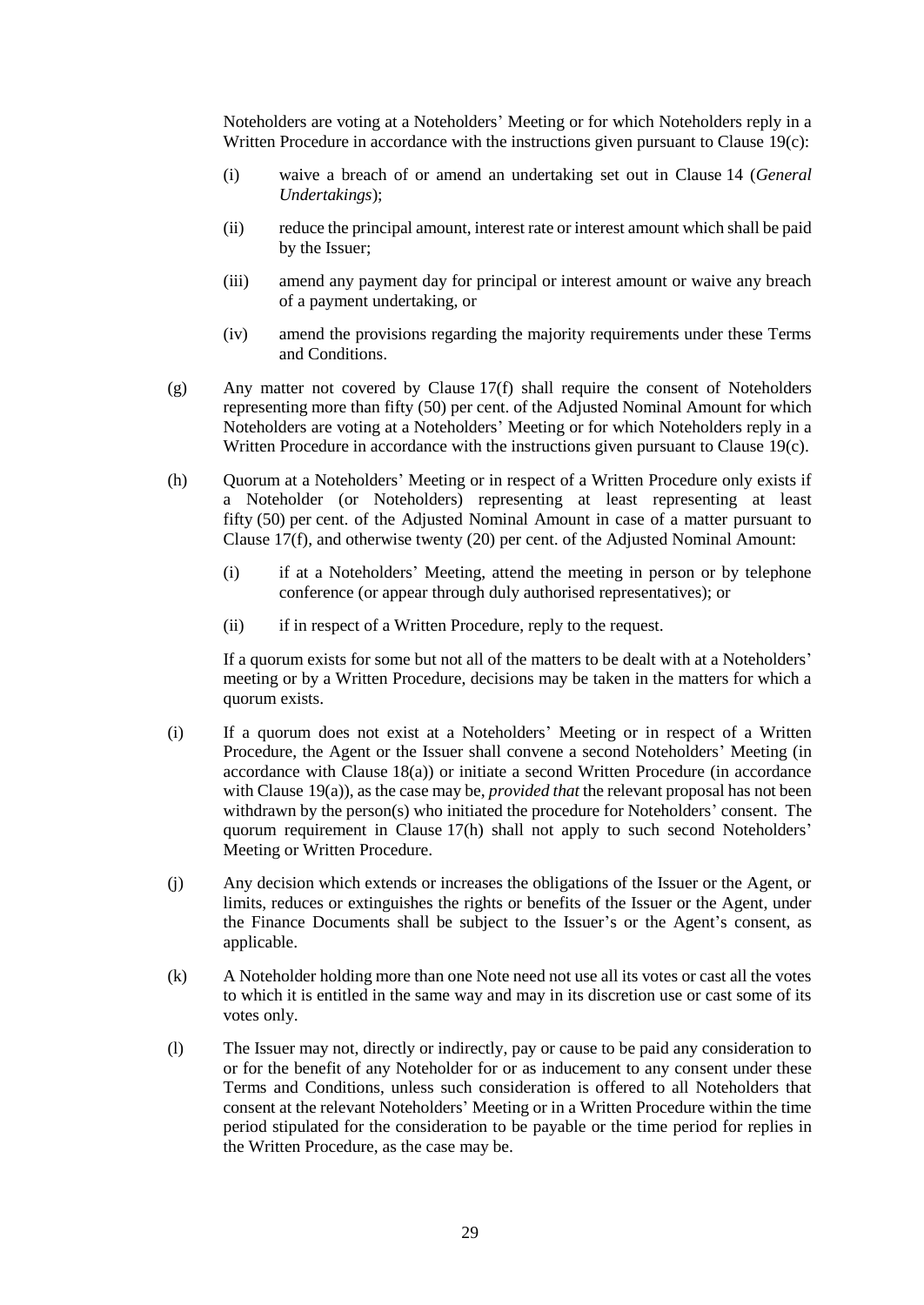Noteholders are voting at a Noteholders' Meeting or for which Noteholders reply in a Written Procedure in accordance with the instructions given pursuant to Clause 19(c):

(i) waive a breach of or amend an undertaking set out in Clause 14 (*General Undertakings*);

(ii) reduce the principal amount, interest rate or interest amount which shall be paid by the Issuer;

(iii) amend any payment day for principal or interest amount or waive any breach of a payment undertaking, or

(iv) amend the provisions regarding the majority requirements under these Terms and Conditions.

(g) Any matter not covered by Clause 17(f) shall require the consent of Noteholders representing more than fifty (50) per cent. of the Adjusted Nominal Amount for which Noteholders are voting at a Noteholders' Meeting or for which Noteholders reply in a Written Procedure in accordance with the instructions given pursuant to Clause 19(c).

(h) Quorum at a Noteholders' Meeting or in respect of a Written Procedure only exists if a Noteholder (or Noteholders) representing at least representing at least fifty (50) per cent. of the Adjusted Nominal Amount in case of a matter pursuant to Clause 17(f), and otherwise twenty (20) per cent. of the Adjusted Nominal Amount:

(i) if at a Noteholders' Meeting, attend the meeting in person or by telephone conference (or appear through duly authorised representatives); or

(ii) if in respect of a Written Procedure, reply to the request.

If a quorum exists for some but not all of the matters to be dealt with at a Noteholders' meeting or by a Written Procedure, decisions may be taken in the matters for which a quorum exists.

(i) If a quorum does not exist at a Noteholders' Meeting or in respect of a Written Procedure, the Agent or the Issuer shall convene a second Noteholders' Meeting (in accordance with Clause 18(a)) or initiate a second Written Procedure (in accordance with Clause 19(a)), as the case may be, *provided that* the relevant proposal has not been withdrawn by the person(s) who initiated the procedure for Noteholders' consent. The quorum requirement in Clause 17(h) shall not apply to such second Noteholders' Meeting or Written Procedure.

(j) Any decision which extends or increases the obligations of the Issuer or the Agent, or limits, reduces or extinguishes the rights or benefits of the Issuer or the Agent, under the Finance Documents shall be subject to the Issuer's or the Agent's consent, as applicable.

(k) A Noteholder holding more than one Note need not use all its votes or cast all the votes to which it is entitled in the same way and may in its discretion use or cast some of its votes only.

(l) The Issuer may not, directly or indirectly, pay or cause to be paid any consideration to or for the benefit of any Noteholder for or as inducement to any consent under these Terms and Conditions, unless such consideration is offered to all Noteholders that consent at the relevant Noteholders' Meeting or in a Written Procedure within the time period stipulated for the consideration to be payable or the time period for replies in the Written Procedure, as the case may be.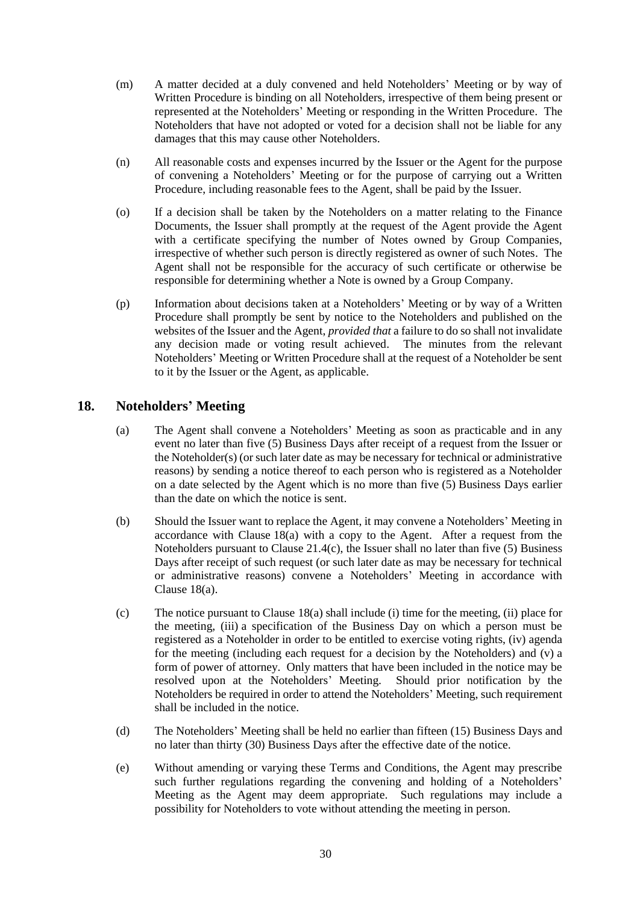(m) A matter decided at a duly convened and held Noteholders' Meeting or by way of Written Procedure is binding on all Noteholders, irrespective of them being present or represented at the Noteholders' Meeting or responding in the Written Procedure. The Noteholders that have not adopted or voted for a decision shall not be liable for any damages that this may cause other Noteholders.

(n) All reasonable costs and expenses incurred by the Issuer or the Agent for the purpose of convening a Noteholders' Meeting or for the purpose of carrying out a Written Procedure, including reasonable fees to the Agent, shall be paid by the Issuer.

(o) If a decision shall be taken by the Noteholders on a matter relating to the Finance Documents, the Issuer shall promptly at the request of the Agent provide the Agent with a certificate specifying the number of Notes owned by Group Companies, irrespective of whether such person is directly registered as owner of such Notes. The Agent shall not be responsible for the accuracy of such certificate or otherwise be responsible for determining whether a Note is owned by a Group Company.

(p) Information about decisions taken at a Noteholders' Meeting or by way of a Written Procedure shall promptly be sent by notice to the Noteholders and published on the websites of the Issuer and the Agent, *provided that* a failure to do so shall not invalidate any decision made or voting result achieved. The minutes from the relevant Noteholders' Meeting or Written Procedure shall at the request of a Noteholder be sent to it by the Issuer or the Agent, as applicable.

## 18. Noteholders' Meeting

(a) The Agent shall convene a Noteholders' Meeting as soon as practicable and in any event no later than five (5) Business Days after receipt of a request from the Issuer or the Noteholder(s) (or such later date as may be necessary for technical or administrative reasons) by sending a notice thereof to each person who is registered as a Noteholder on a date selected by the Agent which is no more than five (5) Business Days earlier than the date on which the notice is sent.

(b) Should the Issuer want to replace the Agent, it may convene a Noteholders' Meeting in accordance with Clause 18(a) with a copy to the Agent. After a request from the Noteholders pursuant to Clause 21.4(c), the Issuer shall no later than five (5) Business Days after receipt of such request (or such later date as may be necessary for technical or administrative reasons) convene a Noteholders' Meeting in accordance with Clause 18(a).

(c) The notice pursuant to Clause 18(a) shall include (i) time for the meeting, (ii) place for the meeting, (iii) a specification of the Business Day on which a person must be registered as a Noteholder in order to be entitled to exercise voting rights, (iv) agenda for the meeting (including each request for a decision by the Noteholders) and (v) a form of power of attorney. Only matters that have been included in the notice may be resolved upon at the Noteholders' Meeting. Should prior notification by the Noteholders be required in order to attend the Noteholders' Meeting, such requirement shall be included in the notice.

(d) The Noteholders' Meeting shall be held no earlier than fifteen (15) Business Days and no later than thirty (30) Business Days after the effective date of the notice.

(e) Without amending or varying these Terms and Conditions, the Agent may prescribe such further regulations regarding the convening and holding of a Noteholders' Meeting as the Agent may deem appropriate. Such regulations may include a possibility for Noteholders to vote without attending the meeting in person.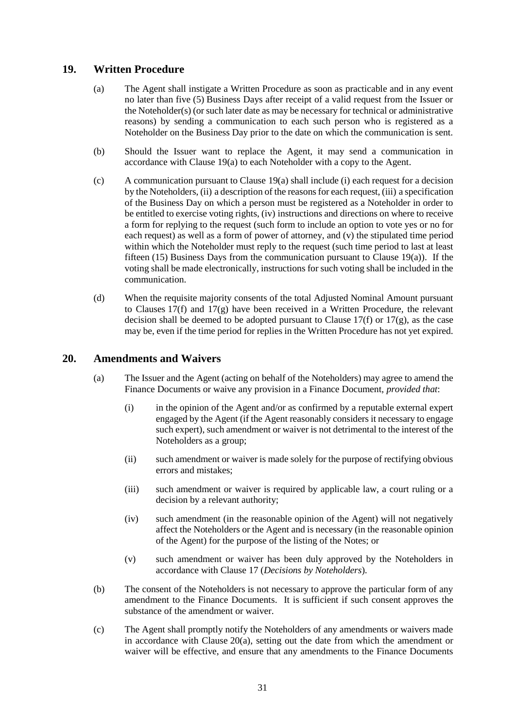## 19. Written Procedure

(a) The Agent shall instigate a Written Procedure as soon as practicable and in any event no later than five (5) Business Days after receipt of a valid request from the Issuer or the Noteholder(s) (or such later date as may be necessary for technical or administrative reasons) by sending a communication to each such person who is registered as a Noteholder on the Business Day prior to the date on which the communication is sent.

(b) Should the Issuer want to replace the Agent, it may send a communication in accordance with Clause 19(a) to each Noteholder with a copy to the Agent.

(c) A communication pursuant to Clause 19(a) shall include (i) each request for a decision by the Noteholders, (ii) a description of the reasons for each request, (iii) a specification of the Business Day on which a person must be registered as a Noteholder in order to be entitled to exercise voting rights, (iv) instructions and directions on where to receive a form for replying to the request (such form to include an option to vote yes or no for each request) as well as a form of power of attorney, and (v) the stipulated time period within which the Noteholder must reply to the request (such time period to last at least fifteen (15) Business Days from the communication pursuant to Clause 19(a)). If the voting shall be made electronically, instructions for such voting shall be included in the communication.

(d) When the requisite majority consents of the total Adjusted Nominal Amount pursuant to Clauses 17(f) and 17(g) have been received in a Written Procedure, the relevant decision shall be deemed to be adopted pursuant to Clause 17(f) or 17(g), as the case may be, even if the time period for replies in the Written Procedure has not yet expired.

## 20. Amendments and Waivers

(a) The Issuer and the Agent (acting on behalf of the Noteholders) may agree to amend the Finance Documents or waive any provision in a Finance Document, *provided that*:

(i) in the opinion of the Agent and/or as confirmed by a reputable external expert engaged by the Agent (if the Agent reasonably considers it necessary to engage such expert), such amendment or waiver is not detrimental to the interest of the Noteholders as a group;

(ii) such amendment or waiver is made solely for the purpose of rectifying obvious errors and mistakes;

(iii) such amendment or waiver is required by applicable law, a court ruling or a decision by a relevant authority;

(iv) such amendment (in the reasonable opinion of the Agent) will not negatively affect the Noteholders or the Agent and is necessary (in the reasonable opinion of the Agent) for the purpose of the listing of the Notes; or

(v) such amendment or waiver has been duly approved by the Noteholders in accordance with Clause 17 (*Decisions by Noteholders*).

(b) The consent of the Noteholders is not necessary to approve the particular form of any amendment to the Finance Documents. It is sufficient if such consent approves the substance of the amendment or waiver.

(c) The Agent shall promptly notify the Noteholders of any amendments or waivers made in accordance with Clause 20(a), setting out the date from which the amendment or waiver will be effective, and ensure that any amendments to the Finance Documents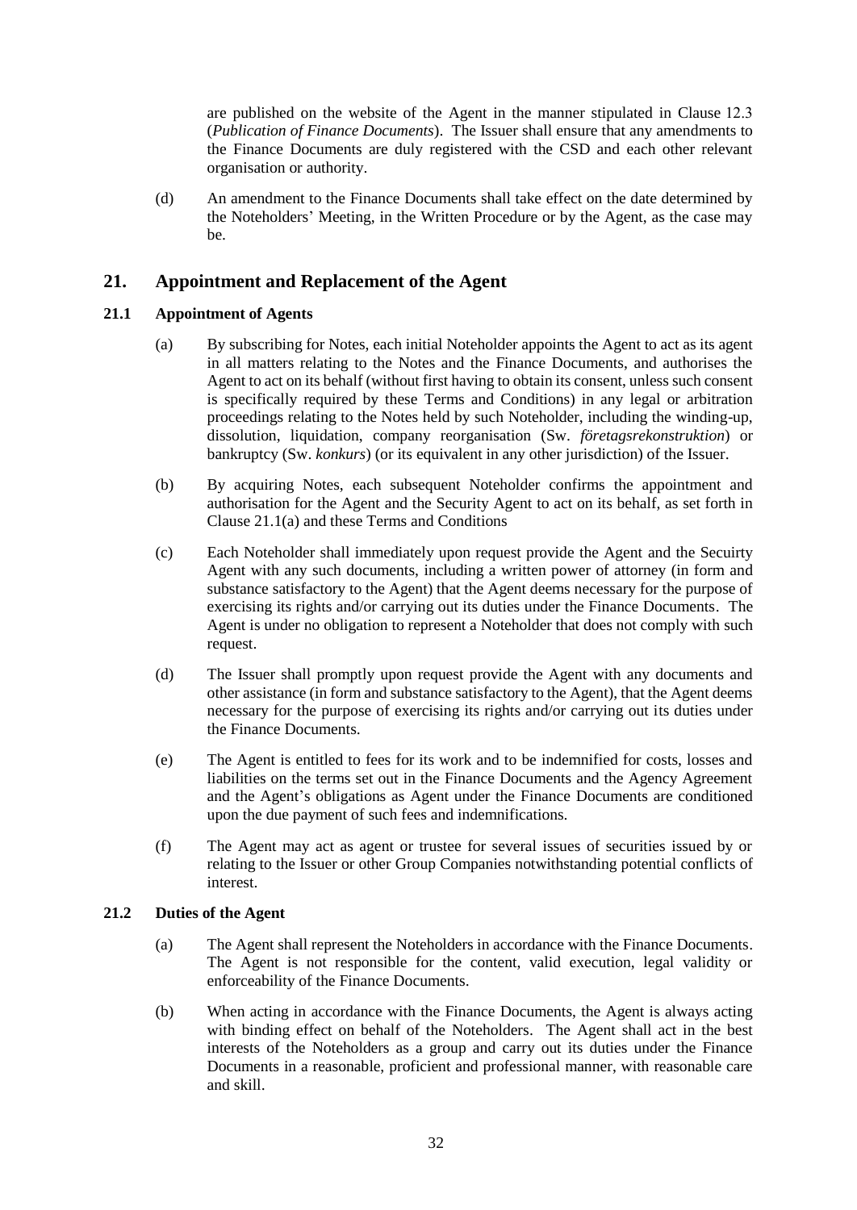are published on the website of the Agent in the manner stipulated in Clause 12.3 (*Publication of Finance Documents*). The Issuer shall ensure that any amendments to the Finance Documents are duly registered with the CSD and each other relevant organisation or authority.

(d) An amendment to the Finance Documents shall take effect on the date determined by the Noteholders' Meeting, in the Written Procedure or by the Agent, as the case may be.

## 21. Appointment and Replacement of the Agent

### 21.1 Appointment of Agents

(a) By subscribing for Notes, each initial Noteholder appoints the Agent to act as its agent in all matters relating to the Notes and the Finance Documents, and authorises the Agent to act on its behalf (without first having to obtain its consent, unless such consent is specifically required by these Terms and Conditions) in any legal or arbitration proceedings relating to the Notes held by such Noteholder, including the winding-up, dissolution, liquidation, company reorganisation (Sw. *företagsrekonstruktion*) or bankruptcy (Sw. *konkurs*) (or its equivalent in any other jurisdiction) of the Issuer.

(b) By acquiring Notes, each subsequent Noteholder confirms the appointment and authorisation for the Agent and the Security Agent to act on its behalf, as set forth in Clause 21.1(a) and these Terms and Conditions

(c) Each Noteholder shall immediately upon request provide the Agent and the Secuirty Agent with any such documents, including a written power of attorney (in form and substance satisfactory to the Agent) that the Agent deems necessary for the purpose of exercising its rights and/or carrying out its duties under the Finance Documents. The Agent is under no obligation to represent a Noteholder that does not comply with such request.

(d) The Issuer shall promptly upon request provide the Agent with any documents and other assistance (in form and substance satisfactory to the Agent), that the Agent deems necessary for the purpose of exercising its rights and/or carrying out its duties under the Finance Documents.

(e) The Agent is entitled to fees for its work and to be indemnified for costs, losses and liabilities on the terms set out in the Finance Documents and the Agency Agreement and the Agent's obligations as Agent under the Finance Documents are conditioned upon the due payment of such fees and indemnifications.

(f) The Agent may act as agent or trustee for several issues of securities issued by or relating to the Issuer or other Group Companies notwithstanding potential conflicts of interest.

### 21.2 Duties of the Agent

(a) The Agent shall represent the Noteholders in accordance with the Finance Documents. The Agent is not responsible for the content, valid execution, legal validity or enforceability of the Finance Documents.

(b) When acting in accordance with the Finance Documents, the Agent is always acting with binding effect on behalf of the Noteholders. The Agent shall act in the best interests of the Noteholders as a group and carry out its duties under the Finance Documents in a reasonable, proficient and professional manner, with reasonable care and skill.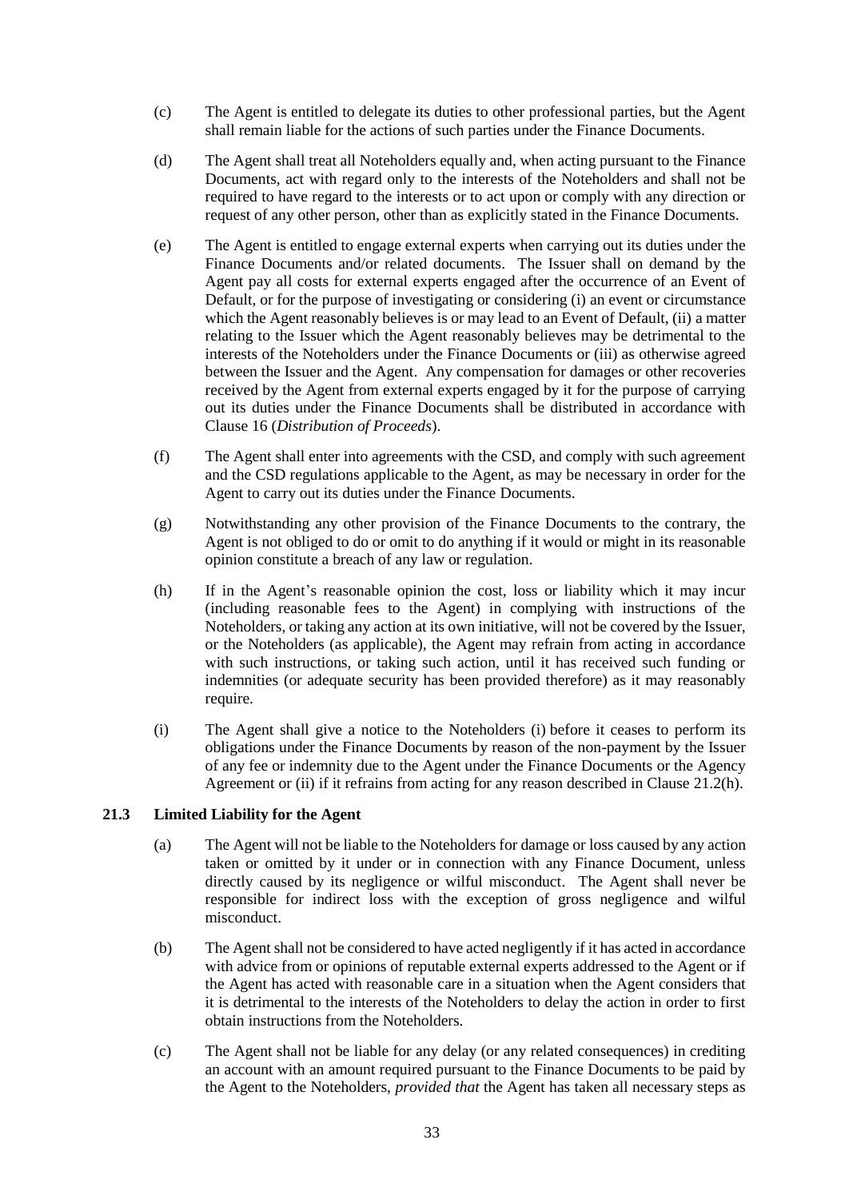(c) The Agent is entitled to delegate its duties to other professional parties, but the Agent shall remain liable for the actions of such parties under the Finance Documents.

(d) The Agent shall treat all Noteholders equally and, when acting pursuant to the Finance Documents, act with regard only to the interests of the Noteholders and shall not be required to have regard to the interests or to act upon or comply with any direction or request of any other person, other than as explicitly stated in the Finance Documents.

(e) The Agent is entitled to engage external experts when carrying out its duties under the Finance Documents and/or related documents. The Issuer shall on demand by the Agent pay all costs for external experts engaged after the occurrence of an Event of Default, or for the purpose of investigating or considering (i) an event or circumstance which the Agent reasonably believes is or may lead to an Event of Default, (ii) a matter relating to the Issuer which the Agent reasonably believes may be detrimental to the interests of the Noteholders under the Finance Documents or (iii) as otherwise agreed between the Issuer and the Agent. Any compensation for damages or other recoveries received by the Agent from external experts engaged by it for the purpose of carrying out its duties under the Finance Documents shall be distributed in accordance with Clause 16 (*Distribution of Proceeds*).

(f) The Agent shall enter into agreements with the CSD, and comply with such agreement and the CSD regulations applicable to the Agent, as may be necessary in order for the Agent to carry out its duties under the Finance Documents.

(g) Notwithstanding any other provision of the Finance Documents to the contrary, the Agent is not obliged to do or omit to do anything if it would or might in its reasonable opinion constitute a breach of any law or regulation.

(h) If in the Agent's reasonable opinion the cost, loss or liability which it may incur (including reasonable fees to the Agent) in complying with instructions of the Noteholders, or taking any action at its own initiative, will not be covered by the Issuer, or the Noteholders (as applicable), the Agent may refrain from acting in accordance with such instructions, or taking such action, until it has received such funding or indemnities (or adequate security has been provided therefore) as it may reasonably require.

(i) The Agent shall give a notice to the Noteholders (i) before it ceases to perform its obligations under the Finance Documents by reason of the non-payment by the Issuer of any fee or indemnity due to the Agent under the Finance Documents or the Agency Agreement or (ii) if it refrains from acting for any reason described in Clause 21.2(h).

### 21.3 Limited Liability for the Agent

(a) The Agent will not be liable to the Noteholders for damage or loss caused by any action taken or omitted by it under or in connection with any Finance Document, unless directly caused by its negligence or wilful misconduct. The Agent shall never be responsible for indirect loss with the exception of gross negligence and wilful misconduct.

(b) The Agent shall not be considered to have acted negligently if it has acted in accordance with advice from or opinions of reputable external experts addressed to the Agent or if the Agent has acted with reasonable care in a situation when the Agent considers that it is detrimental to the interests of the Noteholders to delay the action in order to first obtain instructions from the Noteholders.

(c) The Agent shall not be liable for any delay (or any related consequences) in crediting an account with an amount required pursuant to the Finance Documents to be paid by the Agent to the Noteholders, *provided that* the Agent has taken all necessary steps as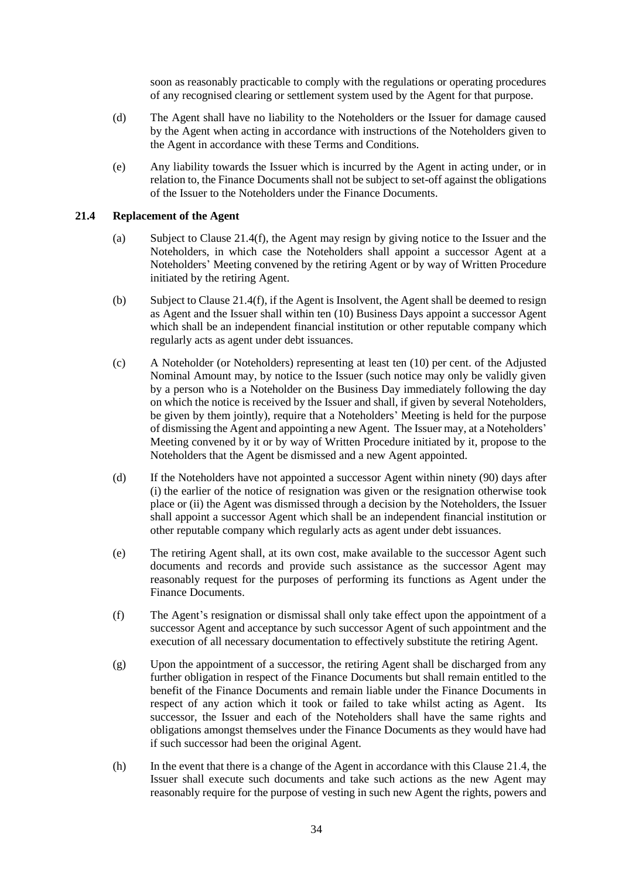soon as reasonably practicable to comply with the regulations or operating procedures of any recognised clearing or settlement system used by the Agent for that purpose.

(d) The Agent shall have no liability to the Noteholders or the Issuer for damage caused by the Agent when acting in accordance with instructions of the Noteholders given to the Agent in accordance with these Terms and Conditions.

(e) Any liability towards the Issuer which is incurred by the Agent in acting under, or in relation to, the Finance Documents shall not be subject to set-off against the obligations of the Issuer to the Noteholders under the Finance Documents.

### 21.4 Replacement of the Agent

(a) Subject to Clause 21.4(f), the Agent may resign by giving notice to the Issuer and the Noteholders, in which case the Noteholders shall appoint a successor Agent at a Noteholders' Meeting convened by the retiring Agent or by way of Written Procedure initiated by the retiring Agent.

(b) Subject to Clause 21.4(f), if the Agent is Insolvent, the Agent shall be deemed to resign as Agent and the Issuer shall within ten (10) Business Days appoint a successor Agent which shall be an independent financial institution or other reputable company which regularly acts as agent under debt issuances.

(c) A Noteholder (or Noteholders) representing at least ten (10) per cent. of the Adjusted Nominal Amount may, by notice to the Issuer (such notice may only be validly given by a person who is a Noteholder on the Business Day immediately following the day on which the notice is received by the Issuer and shall, if given by several Noteholders, be given by them jointly), require that a Noteholders' Meeting is held for the purpose of dismissing the Agent and appointing a new Agent. The Issuer may, at a Noteholders' Meeting convened by it or by way of Written Procedure initiated by it, propose to the Noteholders that the Agent be dismissed and a new Agent appointed.

(d) If the Noteholders have not appointed a successor Agent within ninety (90) days after (i) the earlier of the notice of resignation was given or the resignation otherwise took place or (ii) the Agent was dismissed through a decision by the Noteholders, the Issuer shall appoint a successor Agent which shall be an independent financial institution or other reputable company which regularly acts as agent under debt issuances.

(e) The retiring Agent shall, at its own cost, make available to the successor Agent such documents and records and provide such assistance as the successor Agent may reasonably request for the purposes of performing its functions as Agent under the Finance Documents.

(f) The Agent's resignation or dismissal shall only take effect upon the appointment of a successor Agent and acceptance by such successor Agent of such appointment and the execution of all necessary documentation to effectively substitute the retiring Agent.

(g) Upon the appointment of a successor, the retiring Agent shall be discharged from any further obligation in respect of the Finance Documents but shall remain entitled to the benefit of the Finance Documents and remain liable under the Finance Documents in respect of any action which it took or failed to take whilst acting as Agent. Its successor, the Issuer and each of the Noteholders shall have the same rights and obligations amongst themselves under the Finance Documents as they would have had if such successor had been the original Agent.

(h) In the event that there is a change of the Agent in accordance with this Clause 21.4, the Issuer shall execute such documents and take such actions as the new Agent may reasonably require for the purpose of vesting in such new Agent the rights, powers and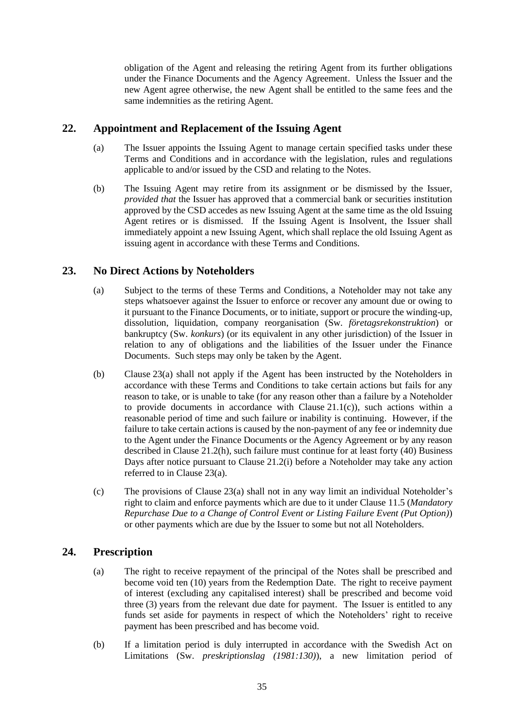obligation of the Agent and releasing the retiring Agent from its further obligations under the Finance Documents and the Agency Agreement. Unless the Issuer and the new Agent agree otherwise, the new Agent shall be entitled to the same fees and the same indemnities as the retiring Agent.

## 22. Appointment and Replacement of the Issuing Agent

(a) The Issuer appoints the Issuing Agent to manage certain specified tasks under these Terms and Conditions and in accordance with the legislation, rules and regulations applicable to and/or issued by the CSD and relating to the Notes.

(b) The Issuing Agent may retire from its assignment or be dismissed by the Issuer, *provided that* the Issuer has approved that a commercial bank or securities institution approved by the CSD accedes as new Issuing Agent at the same time as the old Issuing Agent retires or is dismissed. If the Issuing Agent is Insolvent, the Issuer shall immediately appoint a new Issuing Agent, which shall replace the old Issuing Agent as issuing agent in accordance with these Terms and Conditions.

## 23. No Direct Actions by Noteholders

(a) Subject to the terms of these Terms and Conditions, a Noteholder may not take any steps whatsoever against the Issuer to enforce or recover any amount due or owing to it pursuant to the Finance Documents, or to initiate, support or procure the winding-up, dissolution, liquidation, company reorganisation (Sw. *företagsrekonstruktion*) or bankruptcy (Sw. *konkurs*) (or its equivalent in any other jurisdiction) of the Issuer in relation to any of obligations and the liabilities of the Issuer under the Finance Documents. Such steps may only be taken by the Agent.

(b) Clause 23(a) shall not apply if the Agent has been instructed by the Noteholders in accordance with these Terms and Conditions to take certain actions but fails for any reason to take, or is unable to take (for any reason other than a failure by a Noteholder to provide documents in accordance with Clause 21.1(c)), such actions within a reasonable period of time and such failure or inability is continuing. However, if the failure to take certain actions is caused by the non-payment of any fee or indemnity due to the Agent under the Finance Documents or the Agency Agreement or by any reason described in Clause 21.2(h), such failure must continue for at least forty (40) Business Days after notice pursuant to Clause 21.2(i) before a Noteholder may take any action referred to in Clause 23(a).

(c) The provisions of Clause 23(a) shall not in any way limit an individual Noteholder's right to claim and enforce payments which are due to it under Clause 11.5 (*Mandatory Repurchase Due to a Change of Control Event or Listing Failure Event (Put Option)*) or other payments which are due by the Issuer to some but not all Noteholders.

## 24. Prescription

(a) The right to receive repayment of the principal of the Notes shall be prescribed and become void ten (10) years from the Redemption Date. The right to receive payment of interest (excluding any capitalised interest) shall be prescribed and become void three (3) years from the relevant due date for payment. The Issuer is entitled to any funds set aside for payments in respect of which the Noteholders' right to receive payment has been prescribed and has become void.

(b) If a limitation period is duly interrupted in accordance with the Swedish Act on Limitations (Sw. *preskriptionslag (1981:130)*), a new limitation period of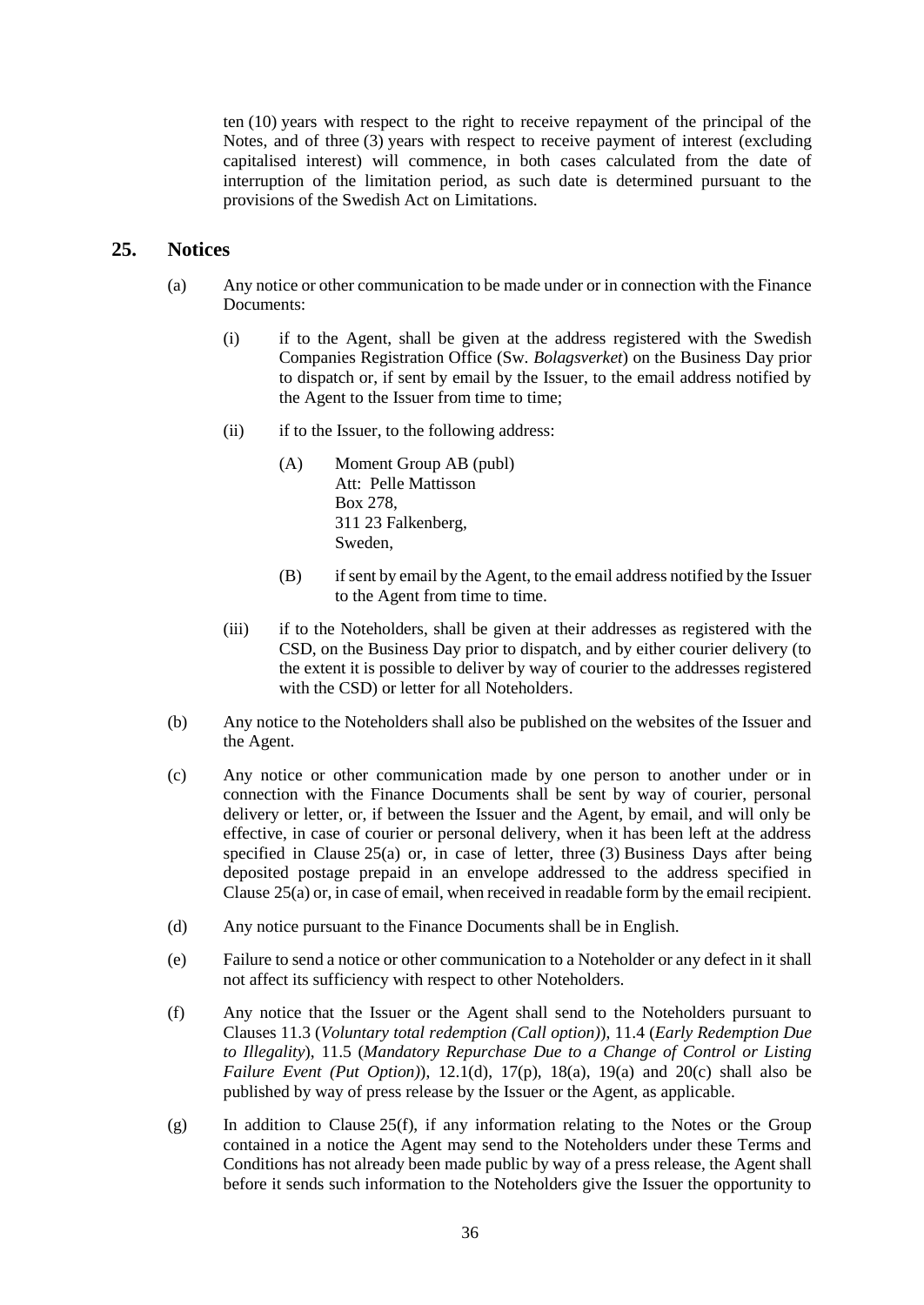ten (10) years with respect to the right to receive repayment of the principal of the Notes, and of three (3) years with respect to receive payment of interest (excluding capitalised interest) will commence, in both cases calculated from the date of interruption of the limitation period, as such date is determined pursuant to the provisions of the Swedish Act on Limitations.

## 25. Notices

(a) Any notice or other communication to be made under or in connection with the Finance Documents:

(i) if to the Agent, shall be given at the address registered with the Swedish Companies Registration Office (Sw. *Bolagsverket*) on the Business Day prior to dispatch or, if sent by email by the Issuer, to the email address notified by the Agent to the Issuer from time to time;

(ii) if to the Issuer, to the following address:

(A) Moment Group AB (publ)
Att: Pelle Mattisson
Box 278,
311 23 Falkenberg,
Sweden,

(B) if sent by email by the Agent, to the email address notified by the Issuer to the Agent from time to time.

(iii) if to the Noteholders, shall be given at their addresses as registered with the CSD, on the Business Day prior to dispatch, and by either courier delivery (to the extent it is possible to deliver by way of courier to the addresses registered with the CSD) or letter for all Noteholders.

(b) Any notice to the Noteholders shall also be published on the websites of the Issuer and the Agent.

(c) Any notice or other communication made by one person to another under or in connection with the Finance Documents shall be sent by way of courier, personal delivery or letter, or, if between the Issuer and the Agent, by email, and will only be effective, in case of courier or personal delivery, when it has been left at the address specified in Clause 25(a) or, in case of letter, three (3) Business Days after being deposited postage prepaid in an envelope addressed to the address specified in Clause 25(a) or, in case of email, when received in readable form by the email recipient.

(d) Any notice pursuant to the Finance Documents shall be in English.

(e) Failure to send a notice or other communication to a Noteholder or any defect in it shall not affect its sufficiency with respect to other Noteholders.

(f) Any notice that the Issuer or the Agent shall send to the Noteholders pursuant to Clauses 11.3 (*Voluntary total redemption (Call option)*), 11.4 (*Early Redemption Due to Illegality*), 11.5 (*Mandatory Repurchase Due to a Change of Control or Listing Failure Event (Put Option)*), 12.1(d), 17(p), 18(a), 19(a) and 20(c) shall also be published by way of press release by the Issuer or the Agent, as applicable.

(g) In addition to Clause 25(f), if any information relating to the Notes or the Group contained in a notice the Agent may send to the Noteholders under these Terms and Conditions has not already been made public by way of a press release, the Agent shall before it sends such information to the Noteholders give the Issuer the opportunity to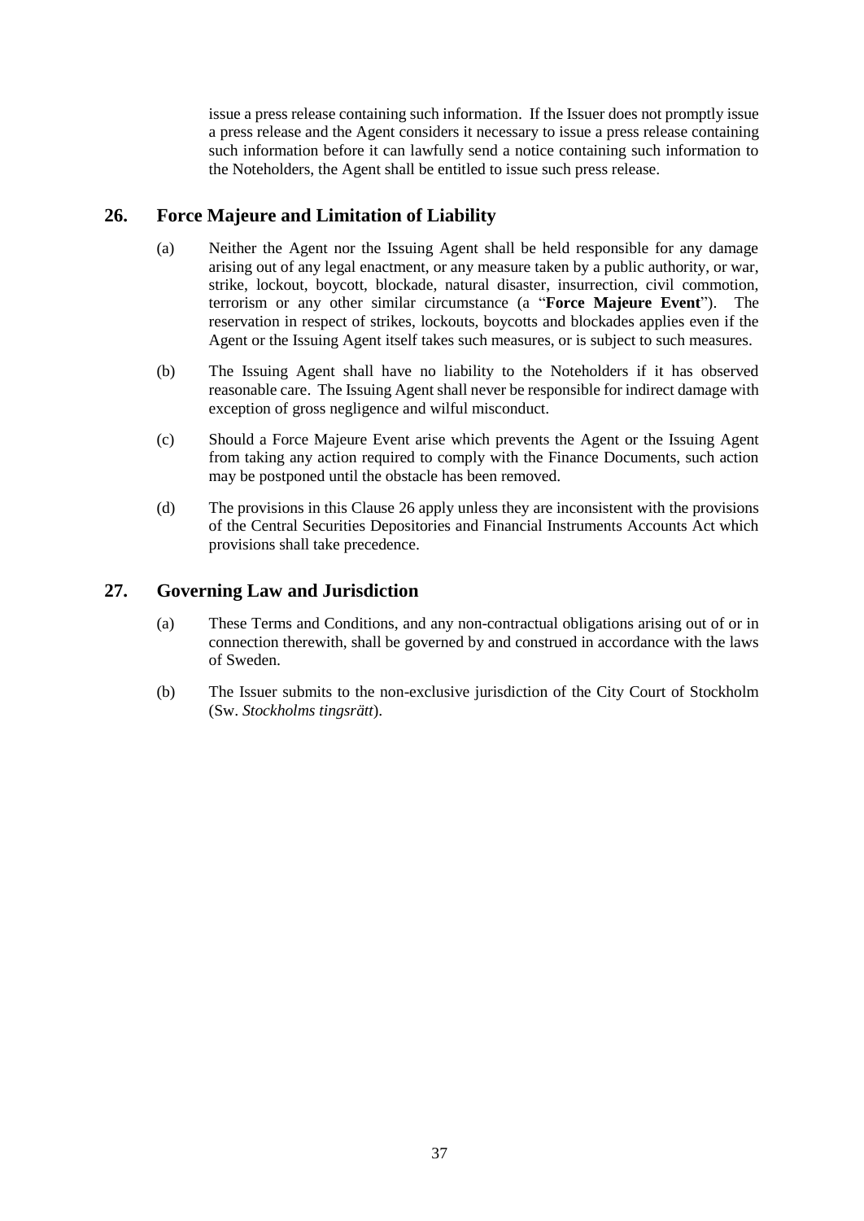issue a press release containing such information. If the Issuer does not promptly issue a press release and the Agent considers it necessary to issue a press release containing such information before it can lawfully send a notice containing such information to the Noteholders, the Agent shall be entitled to issue such press release.

## 26. Force Majeure and Limitation of Liability

(a) Neither the Agent nor the Issuing Agent shall be held responsible for any damage arising out of any legal enactment, or any measure taken by a public authority, or war, strike, lockout, boycott, blockade, natural disaster, insurrection, civil commotion, terrorism or any other similar circumstance (a "**Force Majeure Event**"). The reservation in respect of strikes, lockouts, boycotts and blockades applies even if the Agent or the Issuing Agent itself takes such measures, or is subject to such measures.

(b) The Issuing Agent shall have no liability to the Noteholders if it has observed reasonable care. The Issuing Agent shall never be responsible for indirect damage with exception of gross negligence and wilful misconduct.

(c) Should a Force Majeure Event arise which prevents the Agent or the Issuing Agent from taking any action required to comply with the Finance Documents, such action may be postponed until the obstacle has been removed.

(d) The provisions in this Clause 26 apply unless they are inconsistent with the provisions of the Central Securities Depositories and Financial Instruments Accounts Act which provisions shall take precedence.

## 27. Governing Law and Jurisdiction

(a) These Terms and Conditions, and any non-contractual obligations arising out of or in connection therewith, shall be governed by and construed in accordance with the laws of Sweden.

(b) The Issuer submits to the non-exclusive jurisdiction of the City Court of Stockholm (Sw. *Stockholms tingsrätt*).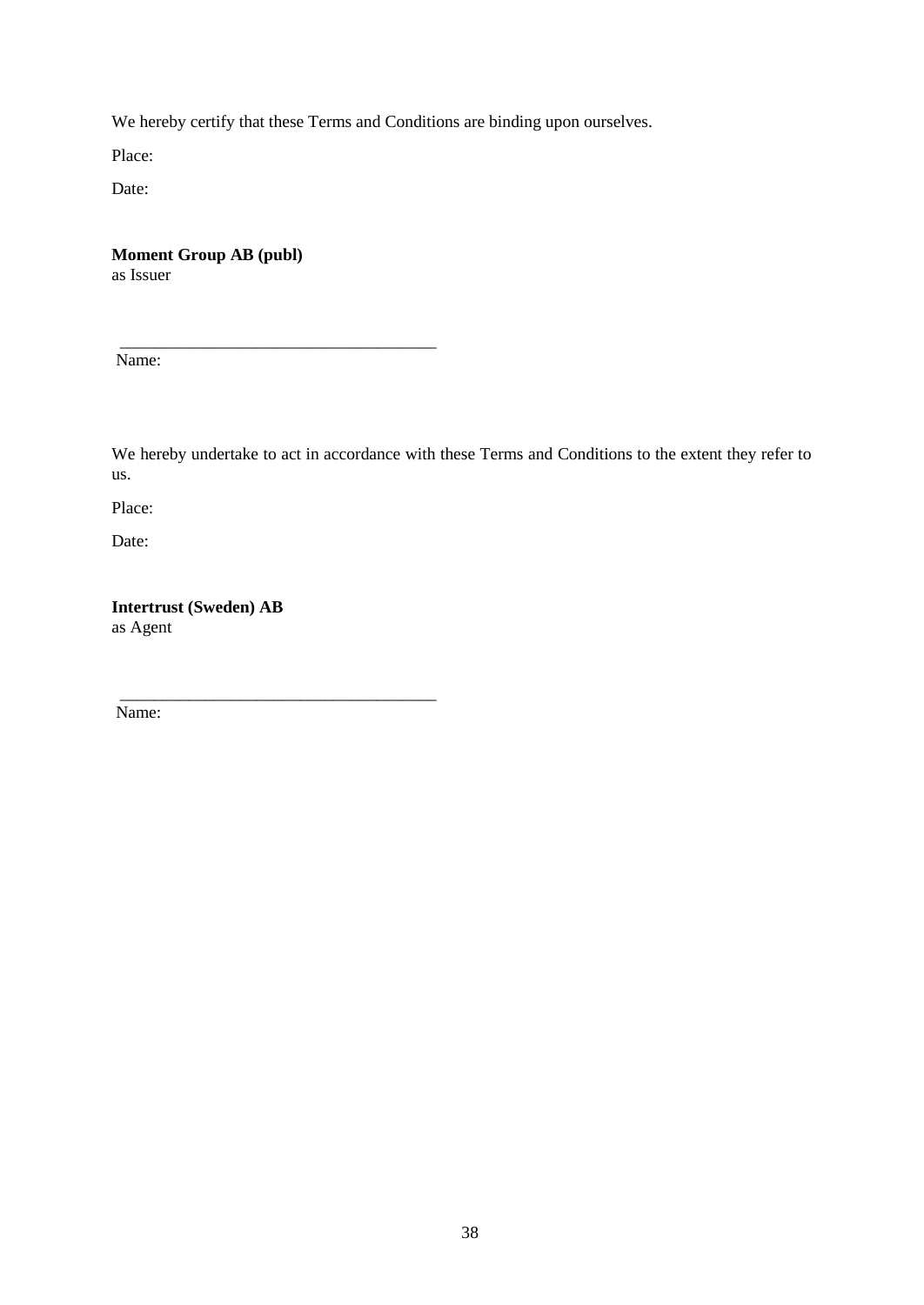We hereby certify that these Terms and Conditions are binding upon ourselves.

Place:

Date:

**Moment Group AB (publ)**
as Issuer

\_\_\_\_\_\_\_\_\_\_\_\_\_\_\_\_\_\_\_\_\_\_\_\_\_\_\_\_\_\_\_\_\_\_\_\_\_\_
Name:

We hereby undertake to act in accordance with these Terms and Conditions to the extent they refer to us.

Place:

Date:

**Intertrust (Sweden) AB**
as Agent

\_\_\_\_\_\_\_\_\_\_\_\_\_\_\_\_\_\_\_\_\_\_\_\_\_\_\_\_\_\_\_\_\_\_\_\_\_\_
Name: